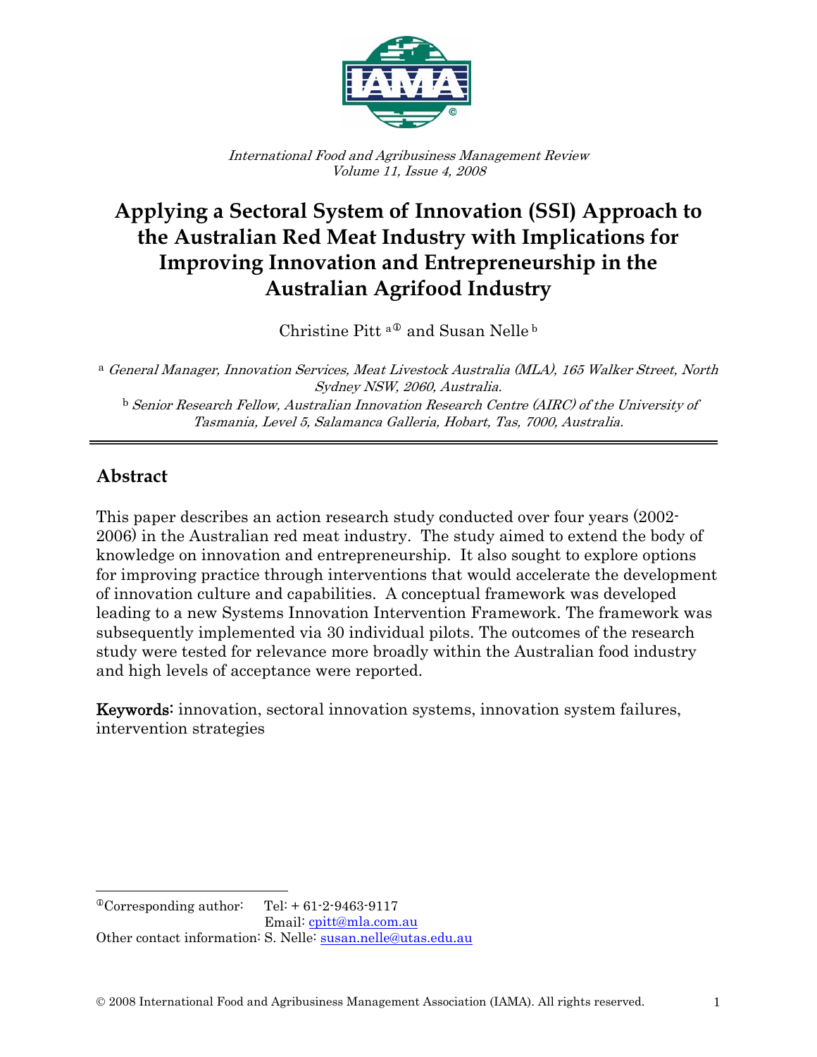*International Food and Agribusiness Management Review*
*Volume 11, Issue 4, 2008*

# Applying a Sectoral System of Innovation (SSI) Approach to the Australian Red Meat Industry with Implications for Improving Innovation and Entrepreneurship in the Australian Agrifood Industry

Christine Pitt [a①] and Susan Nelle [b]

[a] *General Manager, Innovation Services, Meat Livestock Australia (MLA), 165 Walker Street, North Sydney NSW, 2060, Australia.*

[b] *Senior Research Fellow, Australian Innovation Research Centre (AIRC) of the University of Tasmania, Level 5, Salamanca Galleria, Hobart, Tas, 7000, Australia.*

---

## Abstract

This paper describes an action research study conducted over four years (2002-2006) in the Australian red meat industry. The study aimed to extend the body of knowledge on innovation and entrepreneurship. It also sought to explore options for improving practice through interventions that would accelerate the development of innovation culture and capabilities. A conceptual framework was developed leading to a new Systems Innovation Intervention Framework. The framework was subsequently implemented via 30 individual pilots. The outcomes of the research study were tested for relevance more broadly within the Australian food industry and high levels of acceptance were reported.

**Keywords:** innovation, sectoral innovation systems, innovation system failures, intervention strategies

---

[①] Corresponding author: Tel: + 61-2-9463-9117
Email: cpitt@mla.com.au

Other contact information: S. Nelle: susan.nelle@utas.edu.au

© 2008 International Food and Agribusiness Management Association (IAMA). All rights reserved.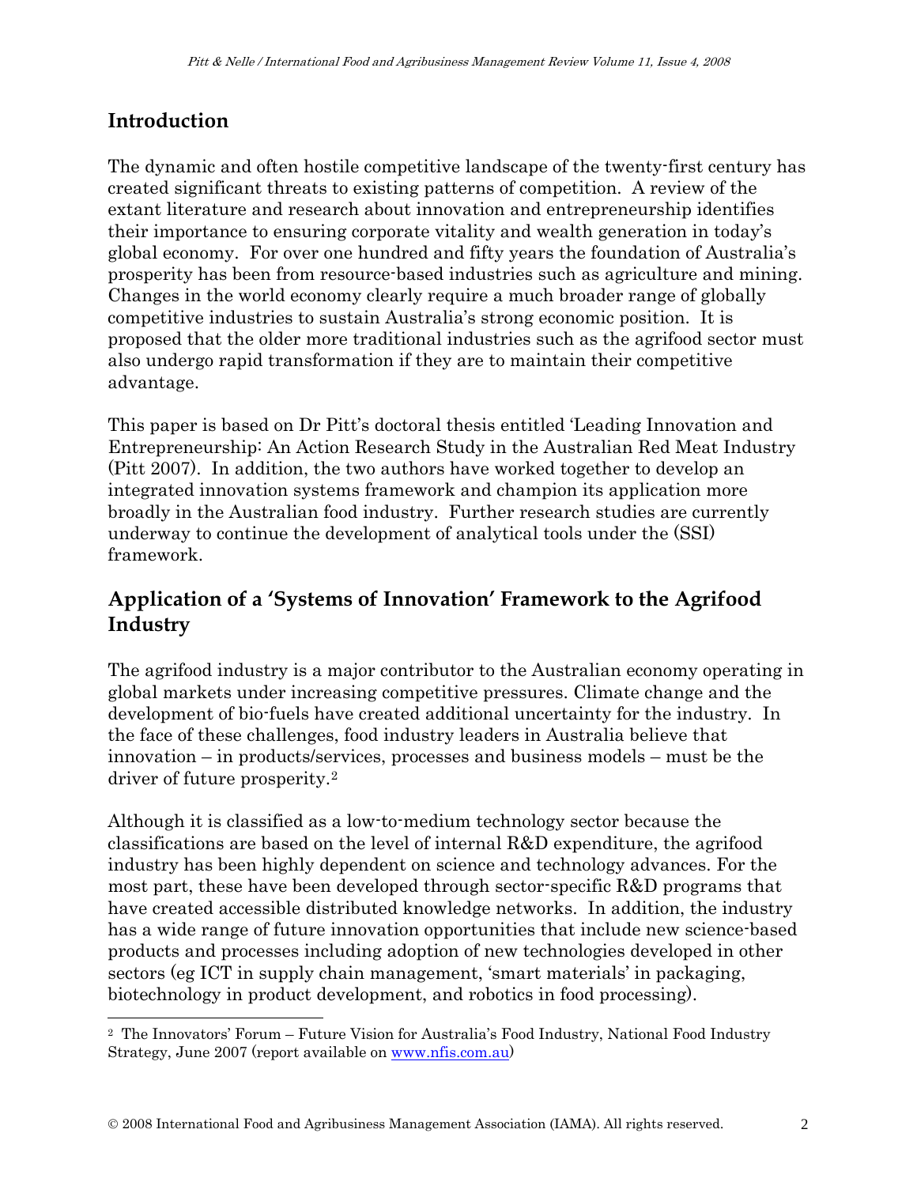## Introduction

The dynamic and often hostile competitive landscape of the twenty-first century has created significant threats to existing patterns of competition. A review of the extant literature and research about innovation and entrepreneurship identifies their importance to ensuring corporate vitality and wealth generation in today's global economy. For over one hundred and fifty years the foundation of Australia's prosperity has been from resource-based industries such as agriculture and mining. Changes in the world economy clearly require a much broader range of globally competitive industries to sustain Australia's strong economic position. It is proposed that the older more traditional industries such as the agrifood sector must also undergo rapid transformation if they are to maintain their competitive advantage.

This paper is based on Dr Pitt's doctoral thesis entitled 'Leading Innovation and Entrepreneurship: An Action Research Study in the Australian Red Meat Industry (Pitt 2007). In addition, the two authors have worked together to develop an integrated innovation systems framework and champion its application more broadly in the Australian food industry. Further research studies are currently underway to continue the development of analytical tools under the (SSI) framework.

## Application of a 'Systems of Innovation' Framework to the Agrifood Industry

The agrifood industry is a major contributor to the Australian economy operating in global markets under increasing competitive pressures. Climate change and the development of bio-fuels have created additional uncertainty for the industry. In the face of these challenges, food industry leaders in Australia believe that innovation – in products/services, processes and business models – must be the driver of future prosperity.[2]

Although it is classified as a low-to-medium technology sector because the classifications are based on the level of internal R&D expenditure, the agrifood industry has been highly dependent on science and technology advances. For the most part, these have been developed through sector-specific R&D programs that have created accessible distributed knowledge networks. In addition, the industry has a wide range of future innovation opportunities that include new science-based products and processes including adoption of new technologies developed in other sectors (eg ICT in supply chain management, 'smart materials' in packaging, biotechnology in product development, and robotics in food processing).

[2] The Innovators' Forum – Future Vision for Australia's Food Industry, National Food Industry Strategy, June 2007 (report available on www.nfis.com.au)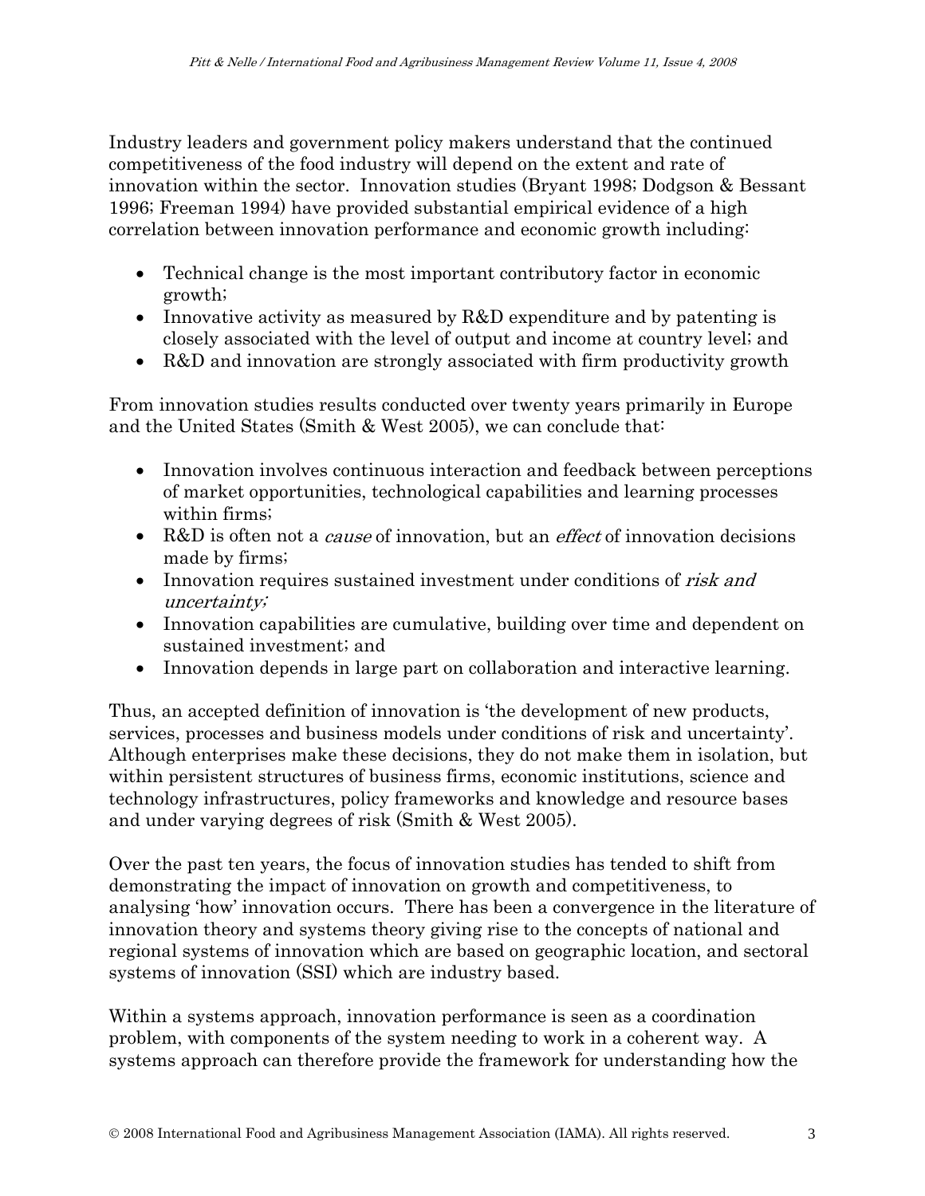Industry leaders and government policy makers understand that the continued competitiveness of the food industry will depend on the extent and rate of innovation within the sector. Innovation studies (Bryant 1998; Dodgson & Bessant 1996; Freeman 1994) have provided substantial empirical evidence of a high correlation between innovation performance and economic growth including:

- Technical change is the most important contributory factor in economic growth;
- Innovative activity as measured by R&D expenditure and by patenting is closely associated with the level of output and income at country level; and
- R&D and innovation are strongly associated with firm productivity growth

From innovation studies results conducted over twenty years primarily in Europe and the United States (Smith & West 2005), we can conclude that:

- Innovation involves continuous interaction and feedback between perceptions of market opportunities, technological capabilities and learning processes within firms;
- R&D is often not a *cause* of innovation, but an *effect* of innovation decisions made by firms;
- Innovation requires sustained investment under conditions of *risk and uncertainty;*
- Innovation capabilities are cumulative, building over time and dependent on sustained investment; and
- Innovation depends in large part on collaboration and interactive learning.

Thus, an accepted definition of innovation is 'the development of new products, services, processes and business models under conditions of risk and uncertainty'. Although enterprises make these decisions, they do not make them in isolation, but within persistent structures of business firms, economic institutions, science and technology infrastructures, policy frameworks and knowledge and resource bases and under varying degrees of risk (Smith & West 2005).

Over the past ten years, the focus of innovation studies has tended to shift from demonstrating the impact of innovation on growth and competitiveness, to analysing 'how' innovation occurs. There has been a convergence in the literature of innovation theory and systems theory giving rise to the concepts of national and regional systems of innovation which are based on geographic location, and sectoral systems of innovation (SSI) which are industry based.

Within a systems approach, innovation performance is seen as a coordination problem, with components of the system needing to work in a coherent way. A systems approach can therefore provide the framework for understanding how the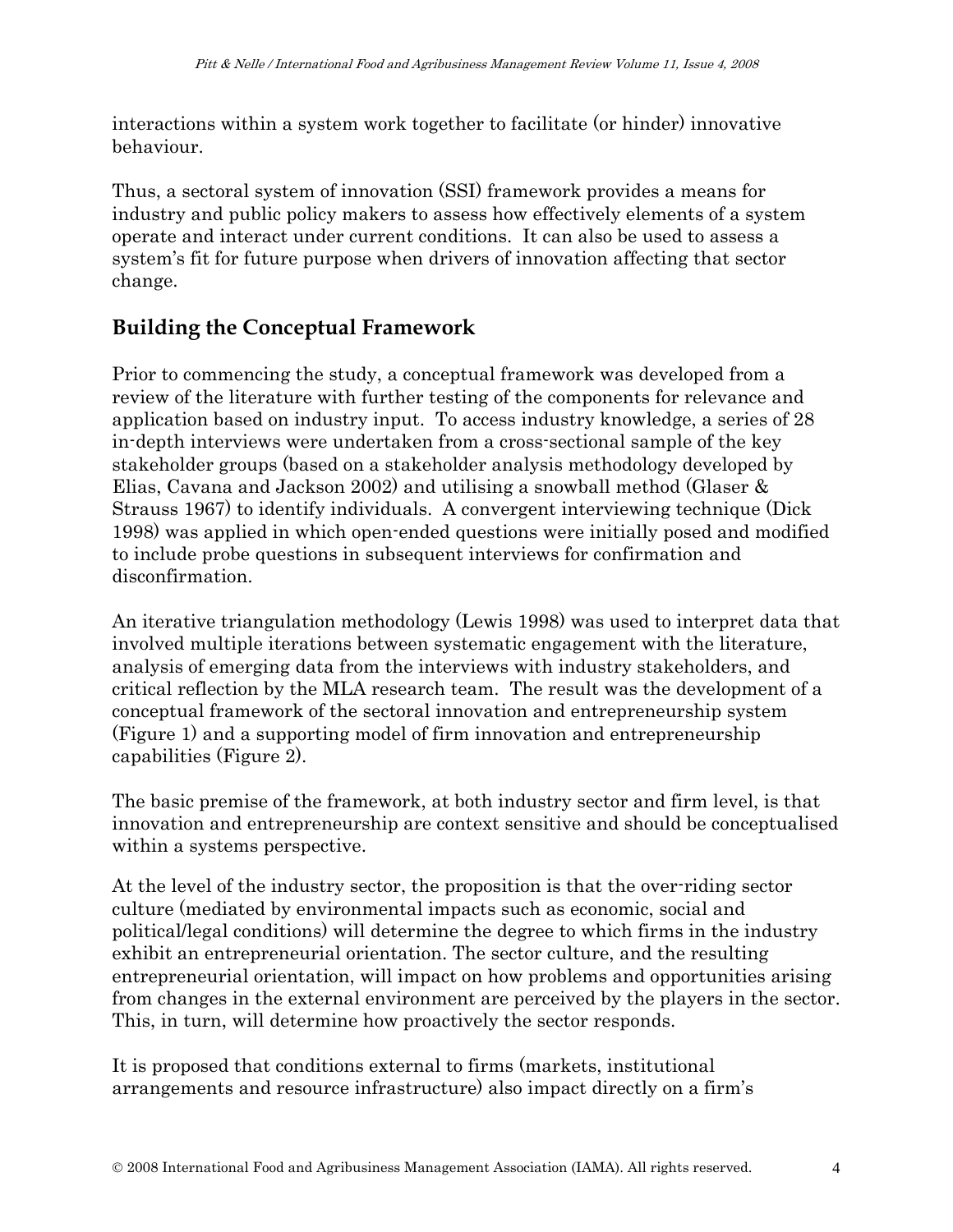interactions within a system work together to facilitate (or hinder) innovative behaviour.

Thus, a sectoral system of innovation (SSI) framework provides a means for industry and public policy makers to assess how effectively elements of a system operate and interact under current conditions. It can also be used to assess a system's fit for future purpose when drivers of innovation affecting that sector change.

## Building the Conceptual Framework

Prior to commencing the study, a conceptual framework was developed from a review of the literature with further testing of the components for relevance and application based on industry input. To access industry knowledge, a series of 28 in-depth interviews were undertaken from a cross-sectional sample of the key stakeholder groups (based on a stakeholder analysis methodology developed by Elias, Cavana and Jackson 2002) and utilising a snowball method (Glaser & Strauss 1967) to identify individuals. A convergent interviewing technique (Dick 1998) was applied in which open-ended questions were initially posed and modified to include probe questions in subsequent interviews for confirmation and disconfirmation.

An iterative triangulation methodology (Lewis 1998) was used to interpret data that involved multiple iterations between systematic engagement with the literature, analysis of emerging data from the interviews with industry stakeholders, and critical reflection by the MLA research team. The result was the development of a conceptual framework of the sectoral innovation and entrepreneurship system (Figure 1) and a supporting model of firm innovation and entrepreneurship capabilities (Figure 2).

The basic premise of the framework, at both industry sector and firm level, is that innovation and entrepreneurship are context sensitive and should be conceptualised within a systems perspective.

At the level of the industry sector, the proposition is that the over-riding sector culture (mediated by environmental impacts such as economic, social and political/legal conditions) will determine the degree to which firms in the industry exhibit an entrepreneurial orientation. The sector culture, and the resulting entrepreneurial orientation, will impact on how problems and opportunities arising from changes in the external environment are perceived by the players in the sector. This, in turn, will determine how proactively the sector responds.

It is proposed that conditions external to firms (markets, institutional arrangements and resource infrastructure) also impact directly on a firm's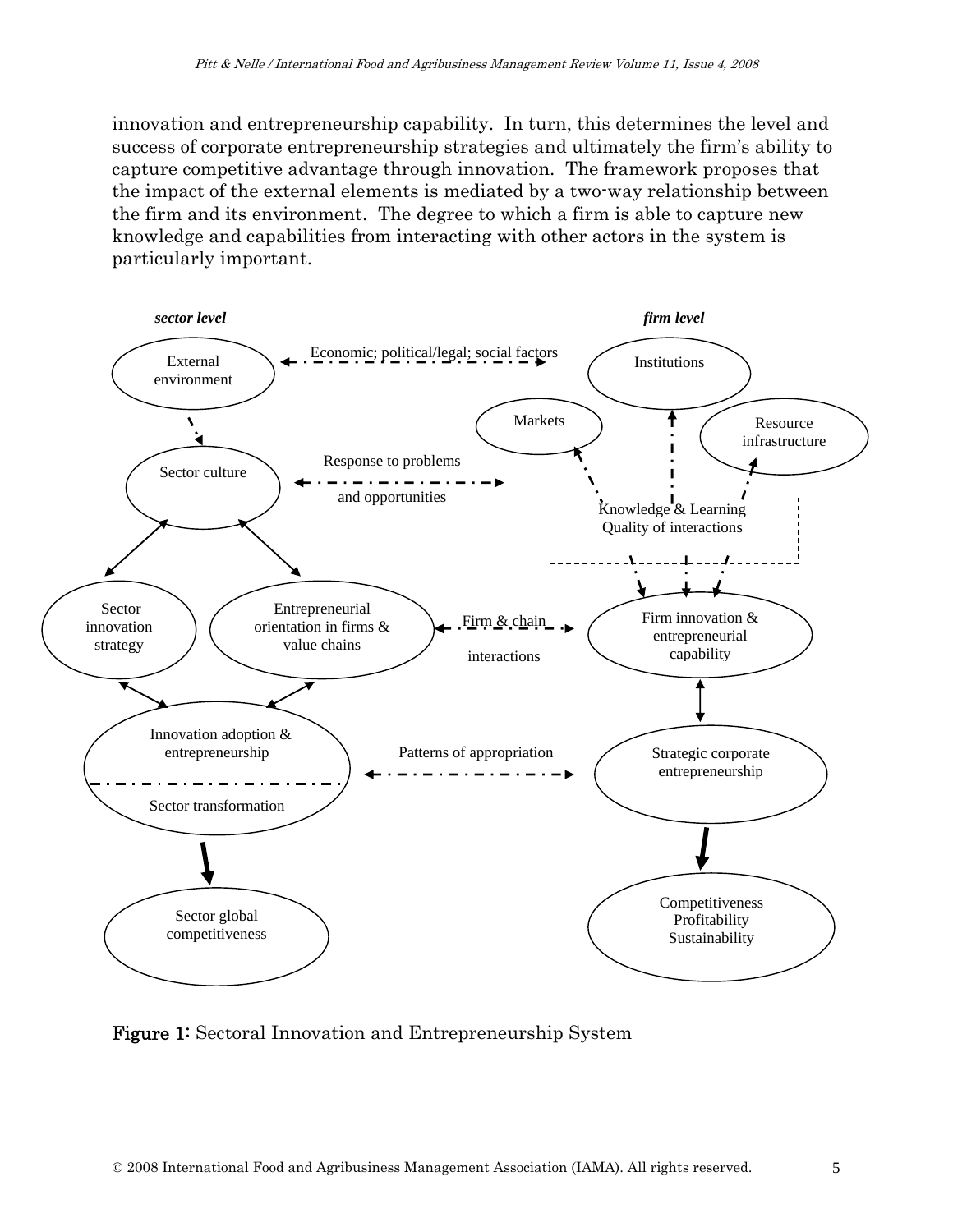innovation and entrepreneurship capability. In turn, this determines the level and success of corporate entrepreneurship strategies and ultimately the firm's ability to capture competitive advantage through innovation. The framework proposes that the impact of the external elements is mediated by a two-way relationship between the firm and its environment. The degree to which a firm is able to capture new knowledge and capabilities from interacting with other actors in the system is particularly important.

**Figure 1**: Sectoral Innovation and Entrepreneurship System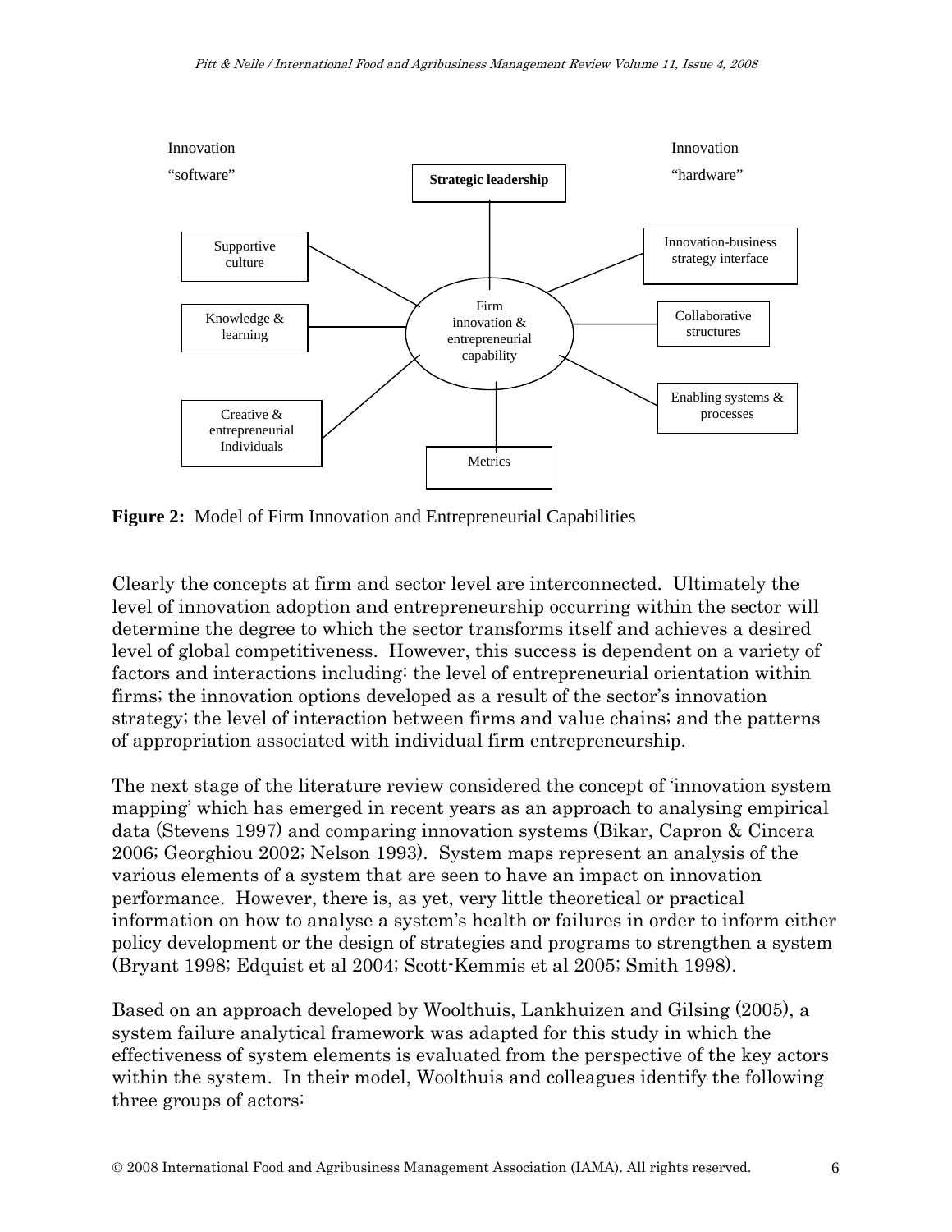Innovation "software"

Innovation "hardware"

Strategic leadership

Supportive culture

Knowledge & learning

Creative & entrepreneurial Individuals

Firm innovation & entrepreneurial capability

Innovation-business strategy interface

Collaborative structures

Enabling systems & processes

Metrics

**Figure 2:** Model of Firm Innovation and Entrepreneurial Capabilities

Clearly the concepts at firm and sector level are interconnected. Ultimately the level of innovation adoption and entrepreneurship occurring within the sector will determine the degree to which the sector transforms itself and achieves a desired level of global competitiveness. However, this success is dependent on a variety of factors and interactions including: the level of entrepreneurial orientation within firms; the innovation options developed as a result of the sector's innovation strategy; the level of interaction between firms and value chains; and the patterns of appropriation associated with individual firm entrepreneurship.

The next stage of the literature review considered the concept of 'innovation system mapping' which has emerged in recent years as an approach to analysing empirical data (Stevens 1997) and comparing innovation systems (Bikar, Capron & Cincera 2006; Georghiou 2002; Nelson 1993). System maps represent an analysis of the various elements of a system that are seen to have an impact on innovation performance. However, there is, as yet, very little theoretical or practical information on how to analyse a system's health or failures in order to inform either policy development or the design of strategies and programs to strengthen a system (Bryant 1998; Edquist et al 2004; Scott-Kemmis et al 2005; Smith 1998).

Based on an approach developed by Woolthuis, Lankhuizen and Gilsing (2005), a system failure analytical framework was adapted for this study in which the effectiveness of system elements is evaluated from the perspective of the key actors within the system. In their model, Woolthuis and colleagues identify the following three groups of actors: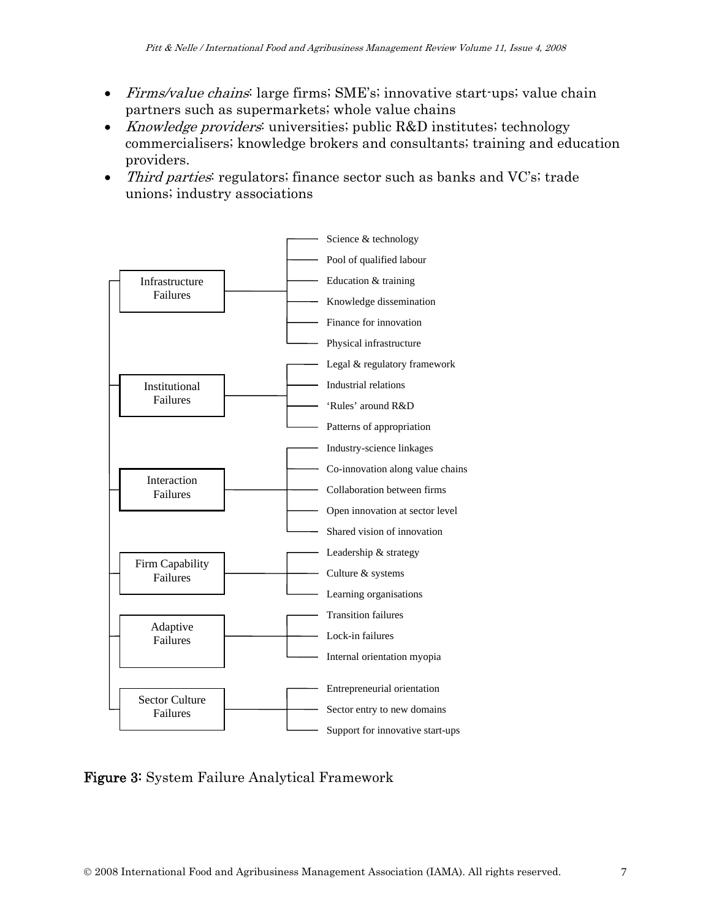- *Firms/value chains*: large firms; SME's; innovative start-ups; value chain partners such as supermarkets; whole value chains
- *Knowledge providers*: universities; public R&D institutes; technology commercialisers; knowledge brokers and consultants; training and education providers.
- *Third parties*: regulators; finance sector such as banks and VC's; trade unions; industry associations

- Infrastructure Failures
  - Science & technology
  - Pool of qualified labour
  - Education & training
  - Knowledge dissemination
  - Finance for innovation
  - Physical infrastructure
- Institutional Failures
  - Legal & regulatory framework
  - Industrial relations
  - 'Rules' around R&D
  - Patterns of appropriation
- Interaction Failures
  - Industry-science linkages
  - Co-innovation along value chains
  - Collaboration between firms
  - Open innovation at sector level
  - Shared vision of innovation
- Firm Capability Failures
  - Leadership & strategy
  - Culture & systems
  - Learning organisations
- Adaptive Failures
  - Transition failures
  - Lock-in failures
  - Internal orientation myopia
- Sector Culture Failures
  - Entrepreneurial orientation
  - Sector entry to new domains
  - Support for innovative start-ups

**Figure 3:** System Failure Analytical Framework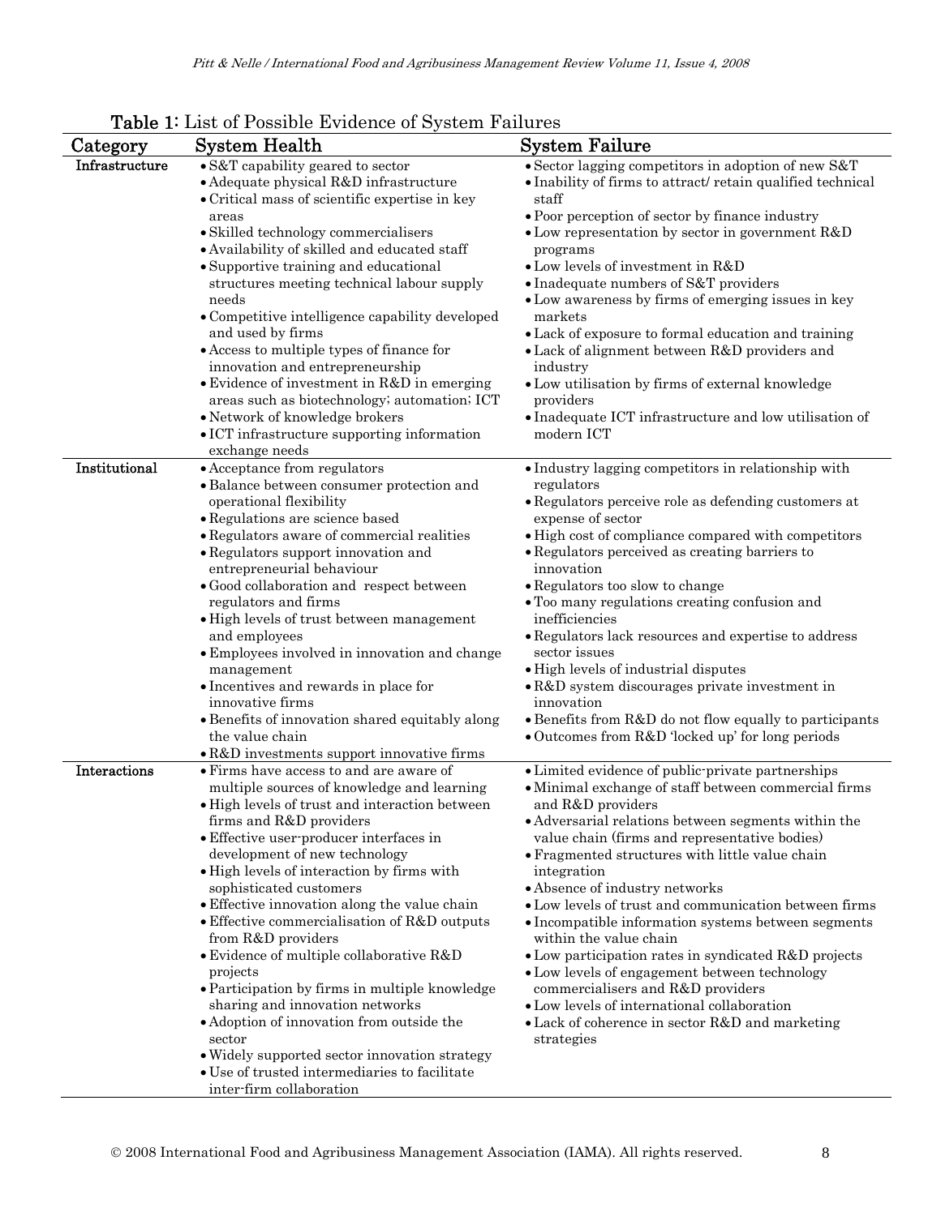**Table 1**: List of Possible Evidence of System Failures

| Category | System Health | System Failure |
|---|---|---|
| **Infrastructure** | • S&T capability geared to sector<br>• Adequate physical R&D infrastructure<br>• Critical mass of scientific expertise in key areas<br>• Skilled technology commercialisers<br>• Availability of skilled and educated staff<br>• Supportive training and educational structures meeting technical labour supply needs<br>• Competitive intelligence capability developed and used by firms<br>• Access to multiple types of finance for innovation and entrepreneurship<br>• Evidence of investment in R&D in emerging areas such as biotechnology; automation; ICT<br>• Network of knowledge brokers<br>• ICT infrastructure supporting information exchange needs | • Sector lagging competitors in adoption of new S&T<br>• Inability of firms to attract/ retain qualified technical staff<br>• Poor perception of sector by finance industry<br>• Low representation by sector in government R&D programs<br>• Low levels of investment in R&D<br>• Inadequate numbers of S&T providers<br>• Low awareness by firms of emerging issues in key markets<br>• Lack of exposure to formal education and training<br>• Lack of alignment between R&D providers and industry<br>• Low utilisation by firms of external knowledge providers<br>• Inadequate ICT infrastructure and low utilisation of modern ICT |
| **Institutional** | • Acceptance from regulators<br>• Balance between consumer protection and operational flexibility<br>• Regulations are science based<br>• Regulators aware of commercial realities<br>• Regulators support innovation and entrepreneurial behaviour<br>• Good collaboration and respect between regulators and firms<br>• High levels of trust between management and employees<br>• Employees involved in innovation and change management<br>• Incentives and rewards in place for innovative firms<br>• Benefits of innovation shared equitably along the value chain<br>• R&D investments support innovative firms | • Industry lagging competitors in relationship with regulators<br>• Regulators perceive role as defending customers at expense of sector<br>• High cost of compliance compared with competitors<br>• Regulators perceived as creating barriers to innovation<br>• Regulators too slow to change<br>• Too many regulations creating confusion and inefficiencies<br>• Regulators lack resources and expertise to address sector issues<br>• High levels of industrial disputes<br>• R&D system discourages private investment in innovation<br>• Benefits from R&D do not flow equally to participants<br>• Outcomes from R&D 'locked up' for long periods |
| **Interactions** | • Firms have access to and are aware of multiple sources of knowledge and learning<br>• High levels of trust and interaction between firms and R&D providers<br>• Effective user-producer interfaces in development of new technology<br>• High levels of interaction by firms with sophisticated customers<br>• Effective innovation along the value chain<br>• Effective commercialisation of R&D outputs from R&D providers<br>• Evidence of multiple collaborative R&D projects<br>• Participation by firms in multiple knowledge sharing and innovation networks<br>• Adoption of innovation from outside the sector<br>• Widely supported sector innovation strategy<br>• Use of trusted intermediaries to facilitate inter-firm collaboration | • Limited evidence of public-private partnerships<br>• Minimal exchange of staff between commercial firms and R&D providers<br>• Adversarial relations between segments within the value chain (firms and representative bodies)<br>• Fragmented structures with little value chain integration<br>• Absence of industry networks<br>• Low levels of trust and communication between firms<br>• Incompatible information systems between segments within the value chain<br>• Low participation rates in syndicated R&D projects<br>• Low levels of engagement between technology commercialisers and R&D providers<br>• Low levels of international collaboration<br>• Lack of coherence in sector R&D and marketing strategies |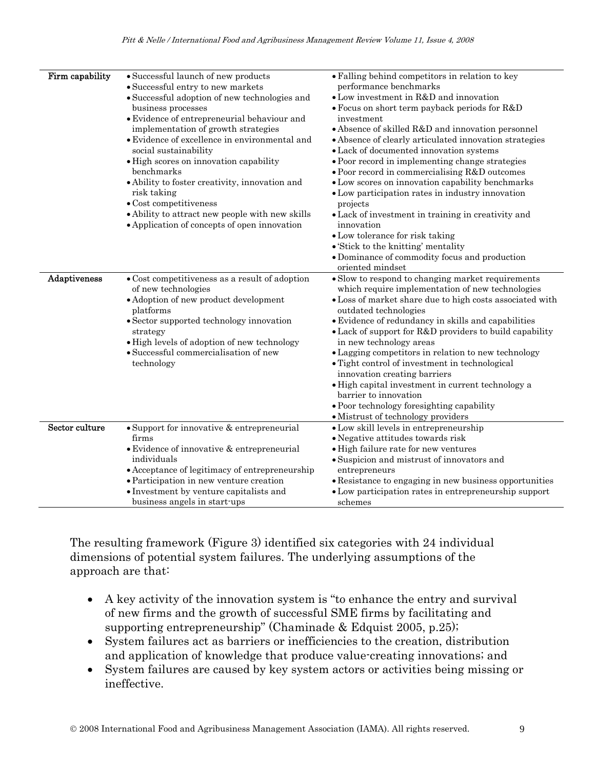| | | |
|---|---|---|
| **Firm capability** | • Successful launch of new products<br>• Successful entry to new markets<br>• Successful adoption of new technologies and business processes<br>• Evidence of entrepreneurial behaviour and implementation of growth strategies<br>• Evidence of excellence in environmental and social sustainability<br>• High scores on innovation capability benchmarks<br>• Ability to foster creativity, innovation and risk taking<br>• Cost competitiveness<br>• Ability to attract new people with new skills<br>• Application of concepts of open innovation | • Falling behind competitors in relation to key performance benchmarks<br>• Low investment in R&D and innovation<br>• Focus on short term payback periods for R&D investment<br>• Absence of skilled R&D and innovation personnel<br>• Absence of clearly articulated innovation strategies<br>• Lack of documented innovation systems<br>• Poor record in implementing change strategies<br>• Poor record in commercialising R&D outcomes<br>• Low scores on innovation capability benchmarks<br>• Low participation rates in industry innovation projects<br>• Lack of investment in training in creativity and innovation<br>• Low tolerance for risk taking<br>• 'Stick to the knitting' mentality<br>• Dominance of commodity focus and production oriented mindset |
| **Adaptiveness** | • Cost competitiveness as a result of adoption of new technologies<br>• Adoption of new product development platforms<br>• Sector supported technology innovation strategy<br>• High levels of adoption of new technology<br>• Successful commercialisation of new technology | • Slow to respond to changing market requirements which require implementation of new technologies<br>• Loss of market share due to high costs associated with outdated technologies<br>• Evidence of redundancy in skills and capabilities<br>• Lack of support for R&D providers to build capability in new technology areas<br>• Lagging competitors in relation to new technology<br>• Tight control of investment in technological innovation creating barriers<br>• High capital investment in current technology a barrier to innovation<br>• Poor technology foresighting capability<br>• Mistrust of technology providers |
| **Sector culture** | • Support for innovative & entrepreneurial firms<br>• Evidence of innovative & entrepreneurial individuals<br>• Acceptance of legitimacy of entrepreneurship<br>• Participation in new venture creation<br>• Investment by venture capitalists and business angels in start-ups | • Low skill levels in entrepreneurship<br>• Negative attitudes towards risk<br>• High failure rate for new ventures<br>• Suspicion and mistrust of innovators and entrepreneurs<br>• Resistance to engaging in new business opportunities<br>• Low participation rates in entrepreneurship support schemes |

The resulting framework (Figure 3) identified six categories with 24 individual dimensions of potential system failures. The underlying assumptions of the approach are that:

- A key activity of the innovation system is "to enhance the entry and survival of new firms and the growth of successful SME firms by facilitating and supporting entrepreneurship" (Chaminade & Edquist 2005, p.25);
- System failures act as barriers or inefficiencies to the creation, distribution and application of knowledge that produce value-creating innovations; and
- System failures are caused by key system actors or activities being missing or ineffective.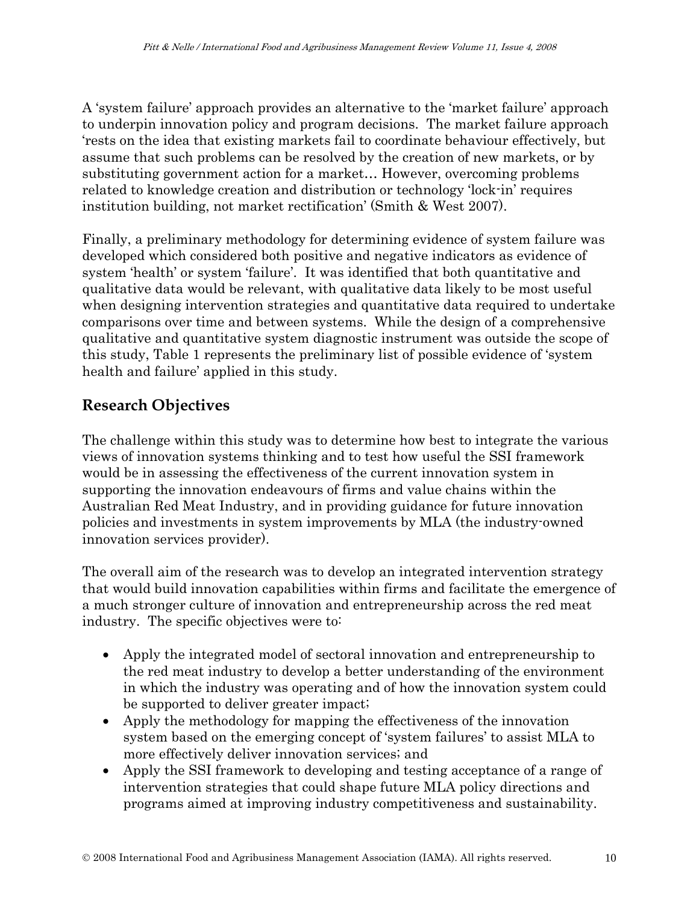A 'system failure' approach provides an alternative to the 'market failure' approach to underpin innovation policy and program decisions. The market failure approach 'rests on the idea that existing markets fail to coordinate behaviour effectively, but assume that such problems can be resolved by the creation of new markets, or by substituting government action for a market… However, overcoming problems related to knowledge creation and distribution or technology 'lock-in' requires institution building, not market rectification' (Smith & West 2007).

Finally, a preliminary methodology for determining evidence of system failure was developed which considered both positive and negative indicators as evidence of system 'health' or system 'failure'. It was identified that both quantitative and qualitative data would be relevant, with qualitative data likely to be most useful when designing intervention strategies and quantitative data required to undertake comparisons over time and between systems. While the design of a comprehensive qualitative and quantitative system diagnostic instrument was outside the scope of this study, Table 1 represents the preliminary list of possible evidence of 'system health and failure' applied in this study.

## Research Objectives

The challenge within this study was to determine how best to integrate the various views of innovation systems thinking and to test how useful the SSI framework would be in assessing the effectiveness of the current innovation system in supporting the innovation endeavours of firms and value chains within the Australian Red Meat Industry, and in providing guidance for future innovation policies and investments in system improvements by MLA (the industry-owned innovation services provider).

The overall aim of the research was to develop an integrated intervention strategy that would build innovation capabilities within firms and facilitate the emergence of a much stronger culture of innovation and entrepreneurship across the red meat industry. The specific objectives were to:

- Apply the integrated model of sectoral innovation and entrepreneurship to the red meat industry to develop a better understanding of the environment in which the industry was operating and of how the innovation system could be supported to deliver greater impact;
- Apply the methodology for mapping the effectiveness of the innovation system based on the emerging concept of 'system failures' to assist MLA to more effectively deliver innovation services; and
- Apply the SSI framework to developing and testing acceptance of a range of intervention strategies that could shape future MLA policy directions and programs aimed at improving industry competitiveness and sustainability.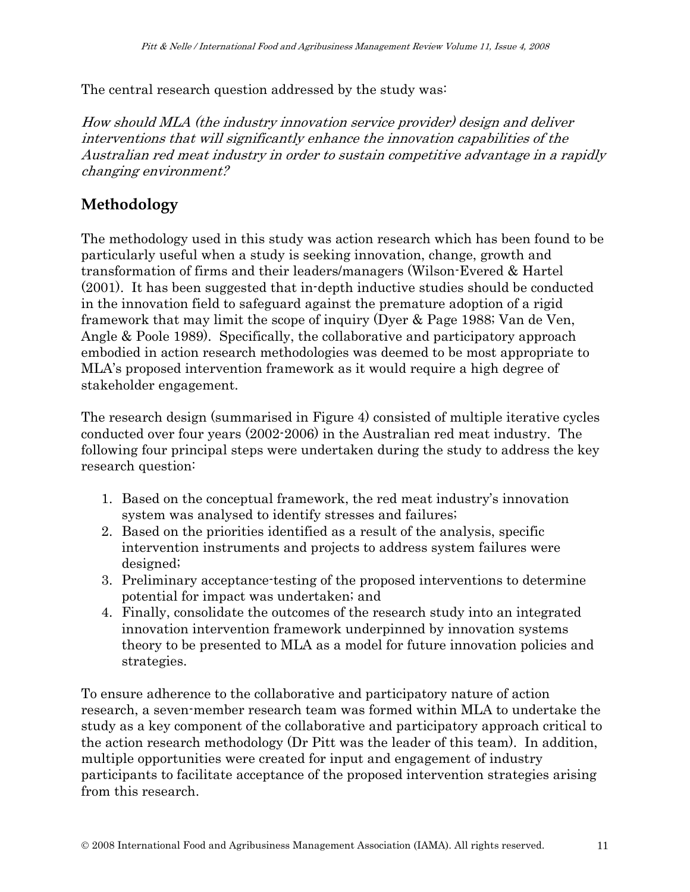The central research question addressed by the study was:

*How should MLA (the industry innovation service provider) design and deliver interventions that will significantly enhance the innovation capabilities of the Australian red meat industry in order to sustain competitive advantage in a rapidly changing environment?*

## Methodology

The methodology used in this study was action research which has been found to be particularly useful when a study is seeking innovation, change, growth and transformation of firms and their leaders/managers (Wilson-Evered & Hartel (2001). It has been suggested that in-depth inductive studies should be conducted in the innovation field to safeguard against the premature adoption of a rigid framework that may limit the scope of inquiry (Dyer & Page 1988; Van de Ven, Angle & Poole 1989). Specifically, the collaborative and participatory approach embodied in action research methodologies was deemed to be most appropriate to MLA's proposed intervention framework as it would require a high degree of stakeholder engagement.

The research design (summarised in Figure 4) consisted of multiple iterative cycles conducted over four years (2002-2006) in the Australian red meat industry. The following four principal steps were undertaken during the study to address the key research question:

1. Based on the conceptual framework, the red meat industry's innovation system was analysed to identify stresses and failures;
2. Based on the priorities identified as a result of the analysis, specific intervention instruments and projects to address system failures were designed;
3. Preliminary acceptance-testing of the proposed interventions to determine potential for impact was undertaken; and
4. Finally, consolidate the outcomes of the research study into an integrated innovation intervention framework underpinned by innovation systems theory to be presented to MLA as a model for future innovation policies and strategies.

To ensure adherence to the collaborative and participatory nature of action research, a seven-member research team was formed within MLA to undertake the study as a key component of the collaborative and participatory approach critical to the action research methodology (Dr Pitt was the leader of this team). In addition, multiple opportunities were created for input and engagement of industry participants to facilitate acceptance of the proposed intervention strategies arising from this research.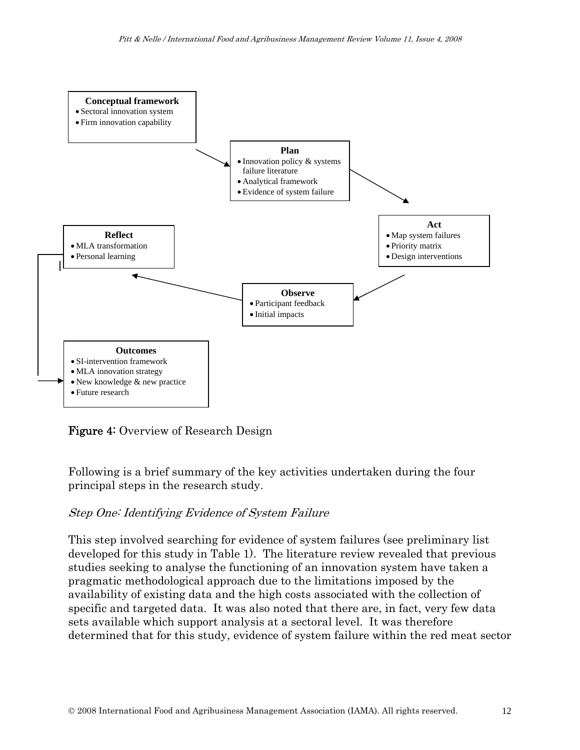**Conceptual framework**
- Sectoral innovation system
- Firm innovation capability

**Plan**
- Innovation policy & systems failure literature
- Analytical framework
- Evidence of system failure

**Act**
- Map system failures
- Priority matrix
- Design interventions

**Observe**
- Participant feedback
- Initial impacts

**Reflect**
- MLA transformation
- Personal learning

**Outcomes**
- SI-intervention framework
- MLA innovation strategy
- New knowledge & new practice
- Future research

**Figure 4:** Overview of Research Design

Following is a brief summary of the key activities undertaken during the four principal steps in the research study.

*Step One: Identifying Evidence of System Failure*

This step involved searching for evidence of system failures (see preliminary list developed for this study in Table 1). The literature review revealed that previous studies seeking to analyse the functioning of an innovation system have taken a pragmatic methodological approach due to the limitations imposed by the availability of existing data and the high costs associated with the collection of specific and targeted data. It was also noted that there are, in fact, very few data sets available which support analysis at a sectoral level. It was therefore determined that for this study, evidence of system failure within the red meat sector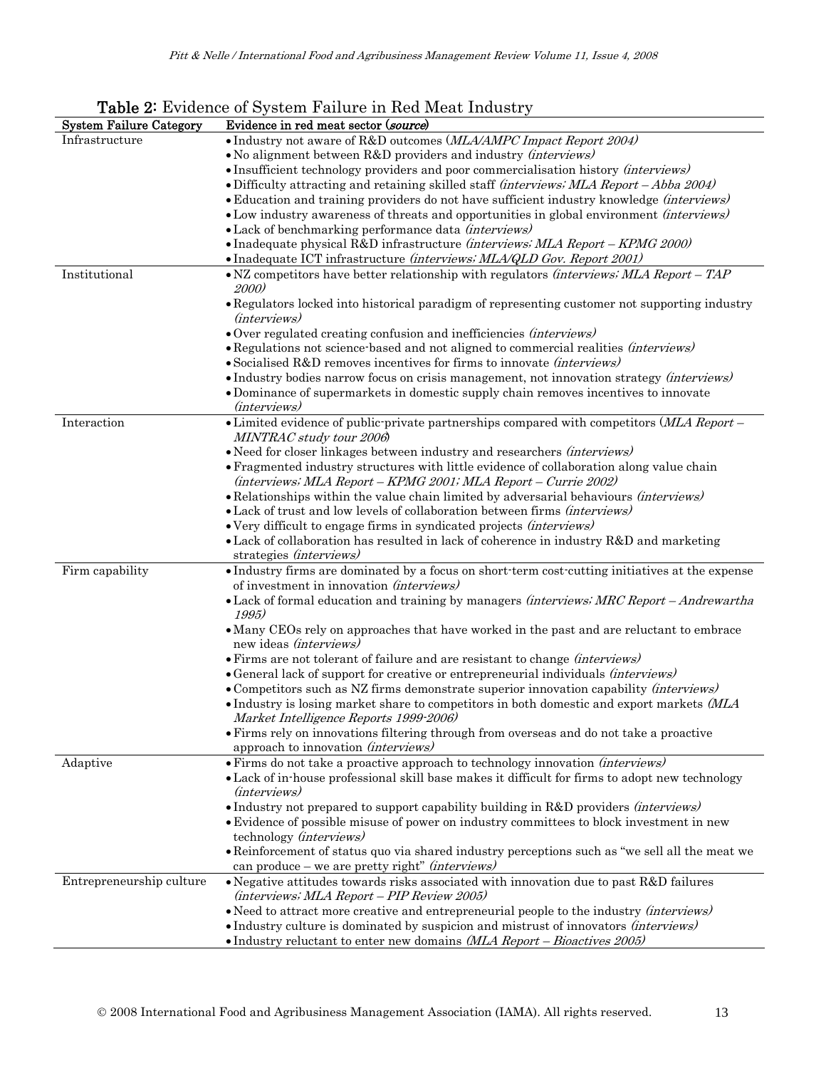**Table 2:** Evidence of System Failure in Red Meat Industry

| System Failure Category | Evidence in red meat sector (*source*) |
|---|---|
| Infrastructure | • Industry not aware of R&D outcomes (*MLA/AMPC Impact Report 2004*)<br>• No alignment between R&D providers and industry *(interviews)*<br>• Insufficient technology providers and poor commercialisation history *(interviews)*<br>• Difficulty attracting and retaining skilled staff *(interviews; MLA Report – Abba 2004)*<br>• Education and training providers do not have sufficient industry knowledge *(interviews)*<br>• Low industry awareness of threats and opportunities in global environment *(interviews)*<br>• Lack of benchmarking performance data *(interviews)*<br>• Inadequate physical R&D infrastructure *(interviews; MLA Report – KPMG 2000)*<br>• Inadequate ICT infrastructure *(interviews; MLA/QLD Gov. Report 2001)* |
| Institutional | • NZ competitors have better relationship with regulators *(interviews; MLA Report – TAP 2000)*<br>• Regulators locked into historical paradigm of representing customer not supporting industry *(interviews)*<br>• Over regulated creating confusion and inefficiencies *(interviews)*<br>• Regulations not science-based and not aligned to commercial realities *(interviews)*<br>• Socialised R&D removes incentives for firms to innovate *(interviews)*<br>• Industry bodies narrow focus on crisis management, not innovation strategy *(interviews)*<br>• Dominance of supermarkets in domestic supply chain removes incentives to innovate *(interviews)* |
| Interaction | • Limited evidence of public-private partnerships compared with competitors (*MLA Report – MINTRAC study tour 2006*)<br>• Need for closer linkages between industry and researchers *(interviews)*<br>• Fragmented industry structures with little evidence of collaboration along value chain *(interviews; MLA Report – KPMG 2001; MLA Report – Currie 2002)*<br>• Relationships within the value chain limited by adversarial behaviours *(interviews)*<br>• Lack of trust and low levels of collaboration between firms *(interviews)*<br>• Very difficult to engage firms in syndicated projects *(interviews)*<br>• Lack of collaboration has resulted in lack of coherence in industry R&D and marketing strategies *(interviews)* |
| Firm capability | • Industry firms are dominated by a focus on short-term cost-cutting initiatives at the expense of investment in innovation *(interviews)*<br>• Lack of formal education and training by managers *(interviews; MRC Report – Andrewartha 1995)*<br>• Many CEOs rely on approaches that have worked in the past and are reluctant to embrace new ideas *(interviews)*<br>• Firms are not tolerant of failure and are resistant to change *(interviews)*<br>• General lack of support for creative or entrepreneurial individuals *(interviews)*<br>• Competitors such as NZ firms demonstrate superior innovation capability *(interviews)*<br>• Industry is losing market share to competitors in both domestic and export markets *(MLA Market Intelligence Reports 1999-2006)*<br>• Firms rely on innovations filtering through from overseas and do not take a proactive approach to innovation *(interviews)* |
| Adaptive | • Firms do not take a proactive approach to technology innovation *(interviews)*<br>• Lack of in-house professional skill base makes it difficult for firms to adopt new technology *(interviews)*<br>• Industry not prepared to support capability building in R&D providers *(interviews)*<br>• Evidence of possible misuse of power on industry committees to block investment in new technology *(interviews)*<br>• Reinforcement of status quo via shared industry perceptions such as "we sell all the meat we can produce – we are pretty right" *(interviews)* |
| Entrepreneurship culture | • Negative attitudes towards risks associated with innovation due to past R&D failures *(interviews; MLA Report – PIP Review 2005)*<br>• Need to attract more creative and entrepreneurial people to the industry *(interviews)*<br>• Industry culture is dominated by suspicion and mistrust of innovators *(interviews)*<br>• Industry reluctant to enter new domains *(MLA Report – Bioactives 2005)* |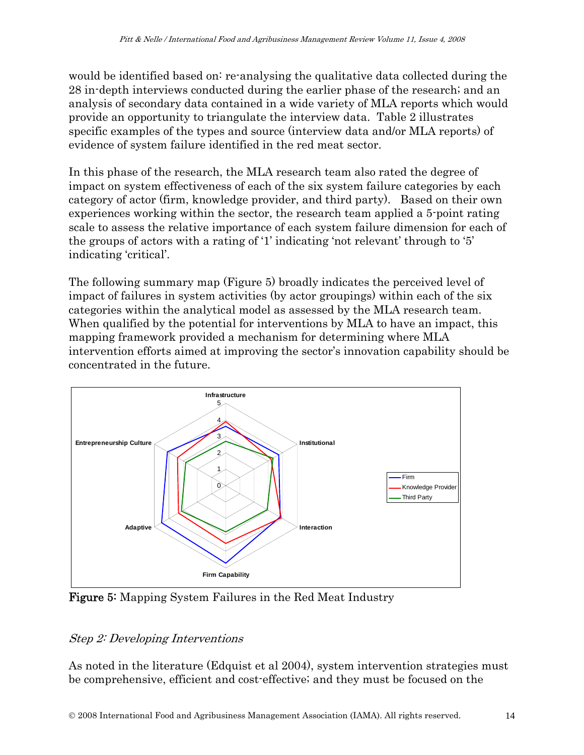would be identified based on: re-analysing the qualitative data collected during the 28 in-depth interviews conducted during the earlier phase of the research; and an analysis of secondary data contained in a wide variety of MLA reports which would provide an opportunity to triangulate the interview data. Table 2 illustrates specific examples of the types and source (interview data and/or MLA reports) of evidence of system failure identified in the red meat sector.

In this phase of the research, the MLA research team also rated the degree of impact on system effectiveness of each of the six system failure categories by each category of actor (firm, knowledge provider, and third party). Based on their own experiences working within the sector, the research team applied a 5-point rating scale to assess the relative importance of each system failure dimension for each of the groups of actors with a rating of '1' indicating 'not relevant' through to '5' indicating 'critical'.

The following summary map (Figure 5) broadly indicates the perceived level of impact of failures in system activities (by actor groupings) within each of the six categories within the analytical model as assessed by the MLA research team. When qualified by the potential for interventions by MLA to have an impact, this mapping framework provided a mechanism for determining where MLA intervention efforts aimed at improving the sector's innovation capability should be concentrated in the future.

**Figure 5:** Mapping System Failures in the Red Meat Industry

*Step 2: Developing Interventions*

As noted in the literature (Edquist et al 2004), system intervention strategies must be comprehensive, efficient and cost-effective; and they must be focused on the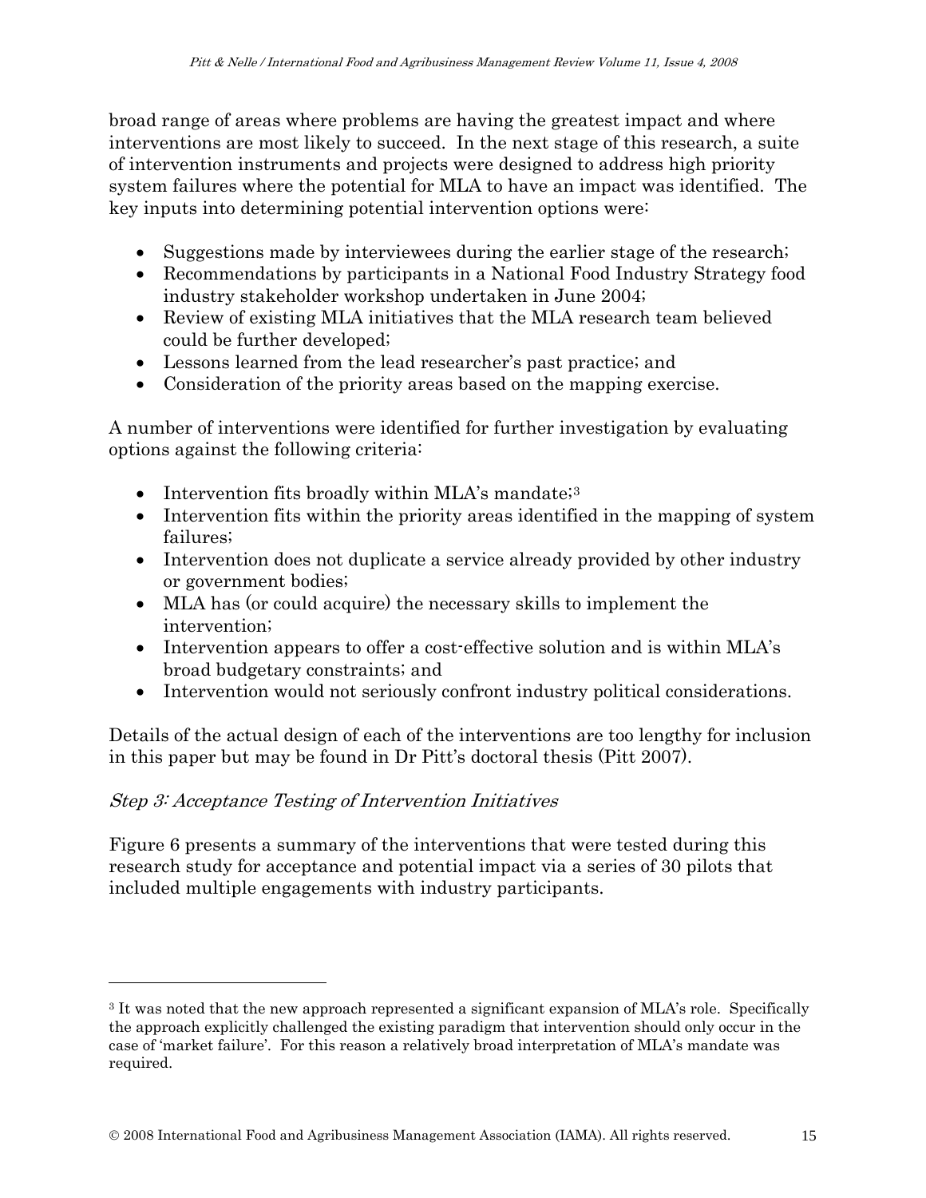broad range of areas where problems are having the greatest impact and where interventions are most likely to succeed. In the next stage of this research, a suite of intervention instruments and projects were designed to address high priority system failures where the potential for MLA to have an impact was identified. The key inputs into determining potential intervention options were:

- Suggestions made by interviewees during the earlier stage of the research;
- Recommendations by participants in a National Food Industry Strategy food industry stakeholder workshop undertaken in June 2004;
- Review of existing MLA initiatives that the MLA research team believed could be further developed;
- Lessons learned from the lead researcher's past practice; and
- Consideration of the priority areas based on the mapping exercise.

A number of interventions were identified for further investigation by evaluating options against the following criteria:

- Intervention fits broadly within MLA's mandate;[3]
- Intervention fits within the priority areas identified in the mapping of system failures;
- Intervention does not duplicate a service already provided by other industry or government bodies;
- MLA has (or could acquire) the necessary skills to implement the intervention;
- Intervention appears to offer a cost-effective solution and is within MLA's broad budgetary constraints; and
- Intervention would not seriously confront industry political considerations.

Details of the actual design of each of the interventions are too lengthy for inclusion in this paper but may be found in Dr Pitt's doctoral thesis (Pitt 2007).

*Step 3: Acceptance Testing of Intervention Initiatives*

Figure 6 presents a summary of the interventions that were tested during this research study for acceptance and potential impact via a series of 30 pilots that included multiple engagements with industry participants.

---

[3] It was noted that the new approach represented a significant expansion of MLA's role. Specifically the approach explicitly challenged the existing paradigm that intervention should only occur in the case of 'market failure'. For this reason a relatively broad interpretation of MLA's mandate was required.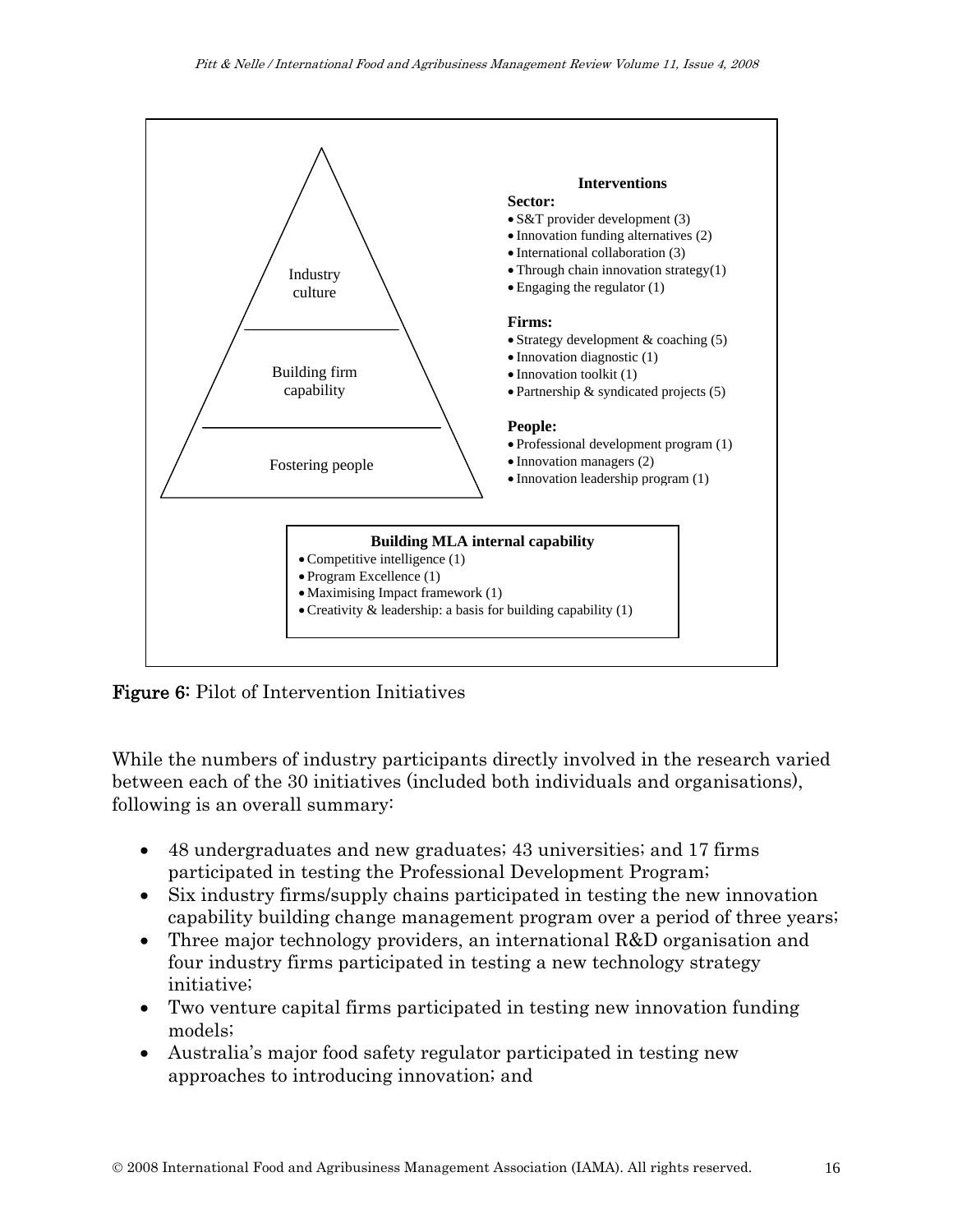Industry culture

Building firm capability

Fostering people

**Interventions**

**Sector:**

- S&T provider development (3)
- Innovation funding alternatives (2)
- International collaboration (3)
- Through chain innovation strategy(1)
- Engaging the regulator (1)

**Firms:**

- Strategy development & coaching (5)
- Innovation diagnostic (1)
- Innovation toolkit (1)
- Partnership & syndicated projects (5)

**People:**

- Professional development program (1)
- Innovation managers (2)
- Innovation leadership program (1)

**Building MLA internal capability**

- Competitive intelligence (1)
- Program Excellence (1)
- Maximising Impact framework (1)
- Creativity & leadership: a basis for building capability (1)

**Figure 6:** Pilot of Intervention Initiatives

While the numbers of industry participants directly involved in the research varied between each of the 30 initiatives (included both individuals and organisations), following is an overall summary:

- 48 undergraduates and new graduates; 43 universities; and 17 firms participated in testing the Professional Development Program;
- Six industry firms/supply chains participated in testing the new innovation capability building change management program over a period of three years;
- Three major technology providers, an international R&D organisation and four industry firms participated in testing a new technology strategy initiative;
- Two venture capital firms participated in testing new innovation funding models;
- Australia's major food safety regulator participated in testing new approaches to introducing innovation; and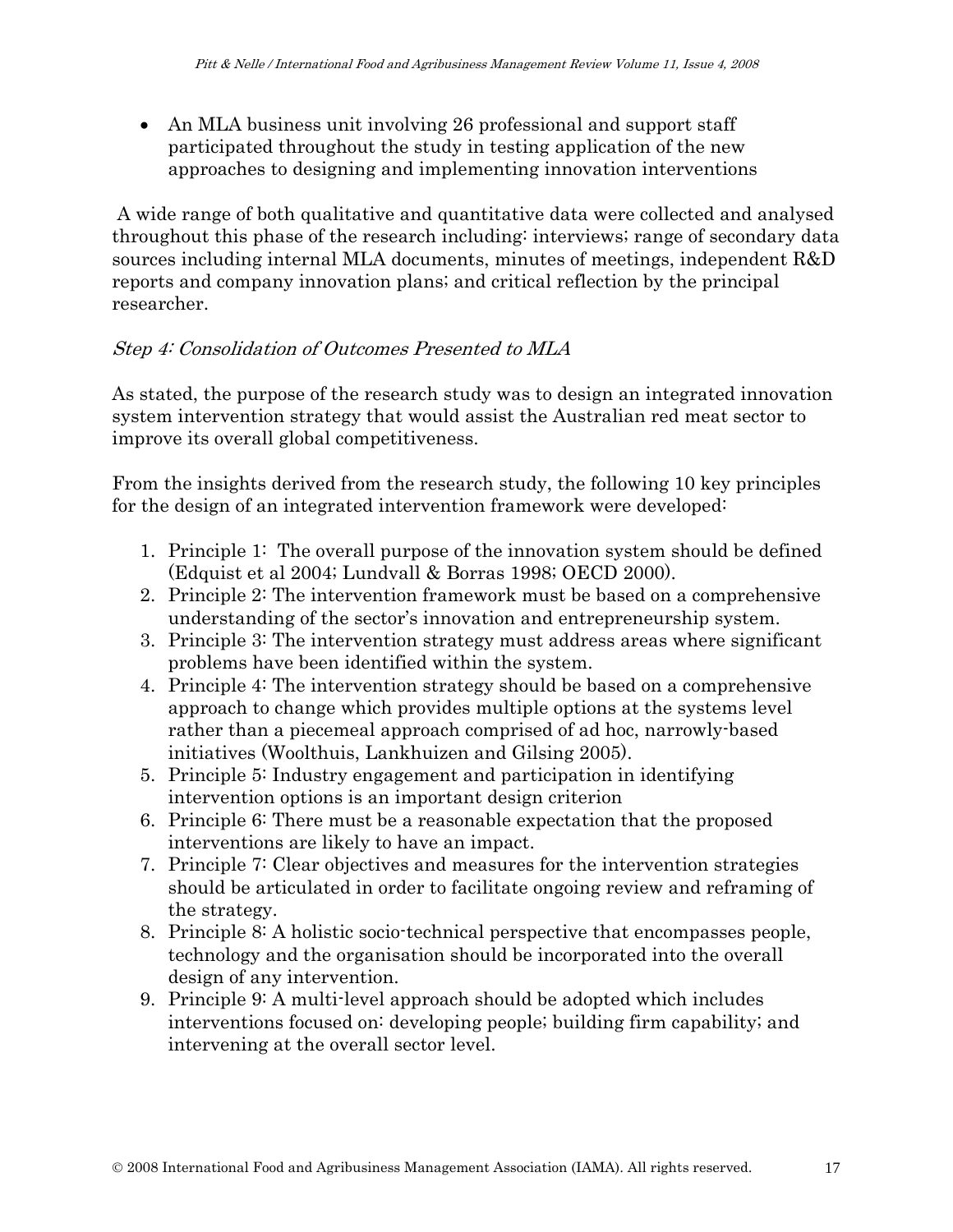- An MLA business unit involving 26 professional and support staff participated throughout the study in testing application of the new approaches to designing and implementing innovation interventions

A wide range of both qualitative and quantitative data were collected and analysed throughout this phase of the research including: interviews; range of secondary data sources including internal MLA documents, minutes of meetings, independent R&D reports and company innovation plans; and critical reflection by the principal researcher.

*Step 4: Consolidation of Outcomes Presented to MLA*

As stated, the purpose of the research study was to design an integrated innovation system intervention strategy that would assist the Australian red meat sector to improve its overall global competitiveness.

From the insights derived from the research study, the following 10 key principles for the design of an integrated intervention framework were developed:

1. Principle 1: The overall purpose of the innovation system should be defined (Edquist et al 2004; Lundvall & Borras 1998; OECD 2000).
2. Principle 2: The intervention framework must be based on a comprehensive understanding of the sector's innovation and entrepreneurship system.
3. Principle 3: The intervention strategy must address areas where significant problems have been identified within the system.
4. Principle 4: The intervention strategy should be based on a comprehensive approach to change which provides multiple options at the systems level rather than a piecemeal approach comprised of ad hoc, narrowly-based initiatives (Woolthuis, Lankhuizen and Gilsing 2005).
5. Principle 5: Industry engagement and participation in identifying intervention options is an important design criterion
6. Principle 6: There must be a reasonable expectation that the proposed interventions are likely to have an impact.
7. Principle 7: Clear objectives and measures for the intervention strategies should be articulated in order to facilitate ongoing review and reframing of the strategy.
8. Principle 8: A holistic socio-technical perspective that encompasses people, technology and the organisation should be incorporated into the overall design of any intervention.
9. Principle 9: A multi-level approach should be adopted which includes interventions focused on: developing people; building firm capability; and intervening at the overall sector level.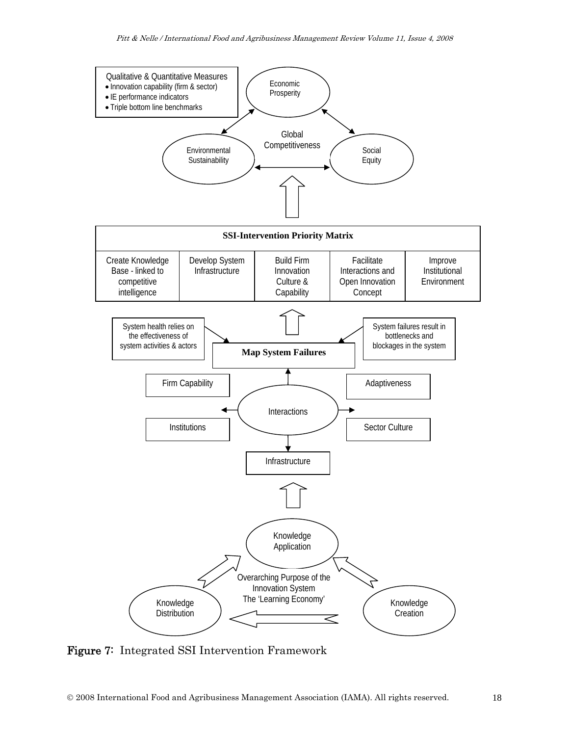Qualitative & Quantitative Measures

- Innovation capability (firm & sector)
- IE performance indicators
- Triple bottom line benchmarks

Economic Prosperity

Global Competitiveness

Environmental Sustainability

Social Equity

| SSI-Intervention Priority Matrix | | | | |
|---|---|---|---|---|
| Create Knowledge Base - linked to competitive intelligence | Develop System Infrastructure | Build Firm Innovation Culture & Capability | Facilitate Interactions and Open Innovation Concept | Improve Institutional Environment |

System health relies on the effectiveness of system activities & actors

**Map System Failures**

System failures result in bottlenecks and blockages in the system

Firm Capability

Adaptiveness

Interactions

Institutions

Sector Culture

Infrastructure

Knowledge Application

Overarching Purpose of the Innovation System
The 'Learning Economy'

Knowledge Distribution

Knowledge Creation

**Figure 7:** Integrated SSI Intervention Framework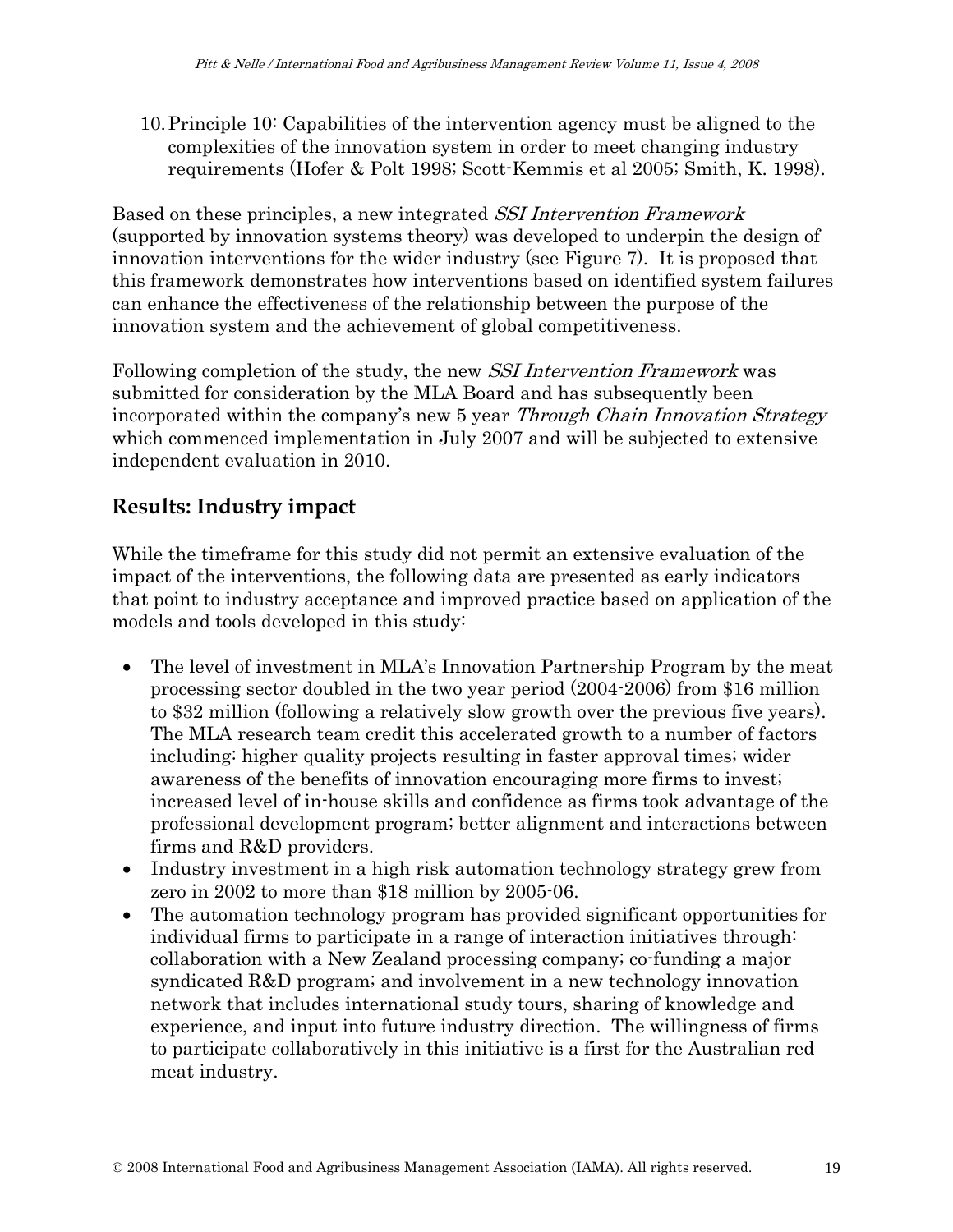10. Principle 10: Capabilities of the intervention agency must be aligned to the complexities of the innovation system in order to meet changing industry requirements (Hofer & Polt 1998; Scott-Kemmis et al 2005; Smith, K. 1998).

Based on these principles, a new integrated *SSI Intervention Framework* (supported by innovation systems theory) was developed to underpin the design of innovation interventions for the wider industry (see Figure 7). It is proposed that this framework demonstrates how interventions based on identified system failures can enhance the effectiveness of the relationship between the purpose of the innovation system and the achievement of global competitiveness.

Following completion of the study, the new *SSI Intervention Framework* was submitted for consideration by the MLA Board and has subsequently been incorporated within the company's new 5 year *Through Chain Innovation Strategy* which commenced implementation in July 2007 and will be subjected to extensive independent evaluation in 2010.

## Results: Industry impact

While the timeframe for this study did not permit an extensive evaluation of the impact of the interventions, the following data are presented as early indicators that point to industry acceptance and improved practice based on application of the models and tools developed in this study:

- The level of investment in MLA's Innovation Partnership Program by the meat processing sector doubled in the two year period (2004-2006) from $16 million to $32 million (following a relatively slow growth over the previous five years). The MLA research team credit this accelerated growth to a number of factors including: higher quality projects resulting in faster approval times; wider awareness of the benefits of innovation encouraging more firms to invest; increased level of in-house skills and confidence as firms took advantage of the professional development program; better alignment and interactions between firms and R&D providers.
- Industry investment in a high risk automation technology strategy grew from zero in 2002 to more than $18 million by 2005-06.
- The automation technology program has provided significant opportunities for individual firms to participate in a range of interaction initiatives through: collaboration with a New Zealand processing company; co-funding a major syndicated R&D program; and involvement in a new technology innovation network that includes international study tours, sharing of knowledge and experience, and input into future industry direction. The willingness of firms to participate collaboratively in this initiative is a first for the Australian red meat industry.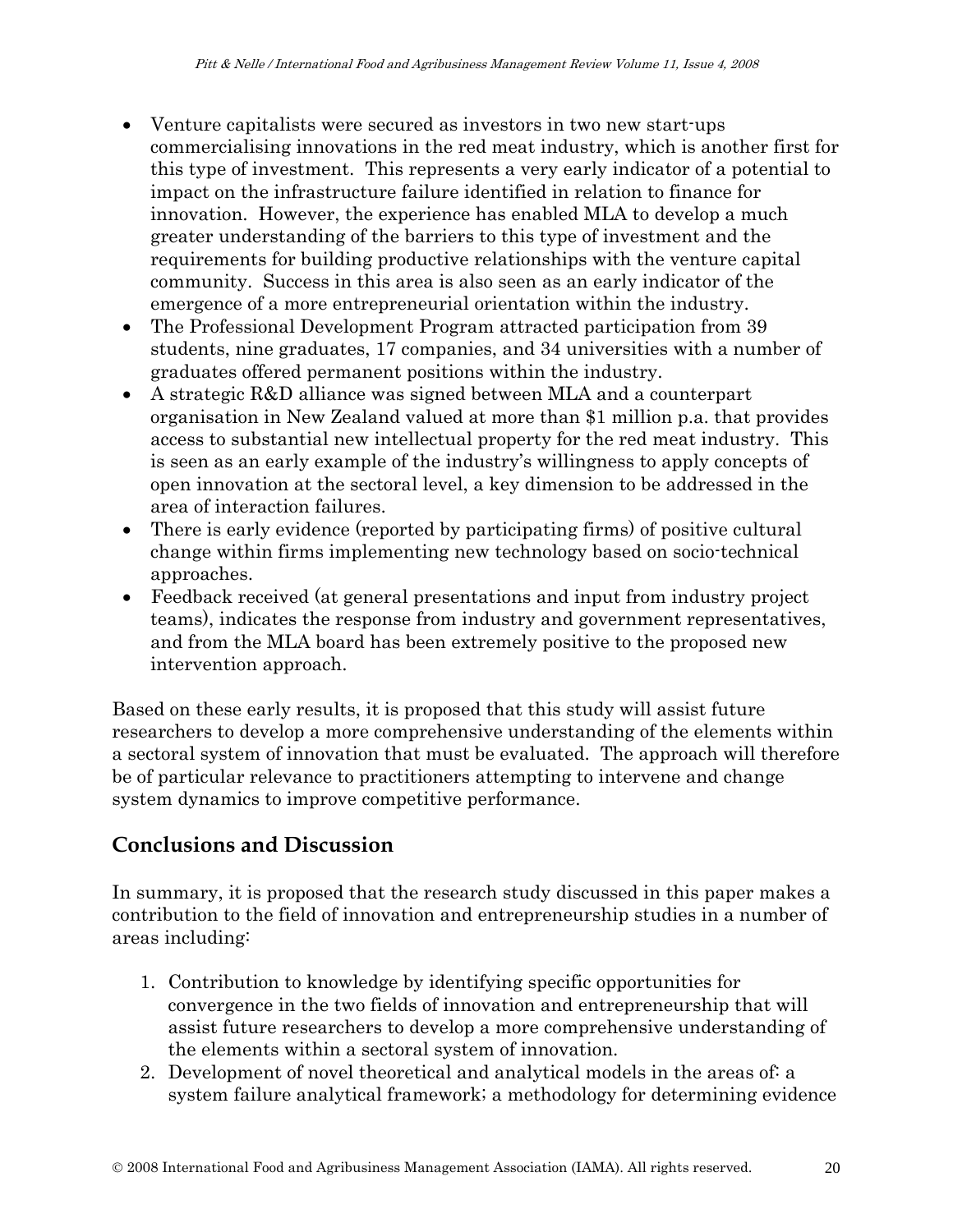- Venture capitalists were secured as investors in two new start-ups commercialising innovations in the red meat industry, which is another first for this type of investment. This represents a very early indicator of a potential to impact on the infrastructure failure identified in relation to finance for innovation. However, the experience has enabled MLA to develop a much greater understanding of the barriers to this type of investment and the requirements for building productive relationships with the venture capital community. Success in this area is also seen as an early indicator of the emergence of a more entrepreneurial orientation within the industry.
- The Professional Development Program attracted participation from 39 students, nine graduates, 17 companies, and 34 universities with a number of graduates offered permanent positions within the industry.
- A strategic R&D alliance was signed between MLA and a counterpart organisation in New Zealand valued at more than $1 million p.a. that provides access to substantial new intellectual property for the red meat industry. This is seen as an early example of the industry's willingness to apply concepts of open innovation at the sectoral level, a key dimension to be addressed in the area of interaction failures.
- There is early evidence (reported by participating firms) of positive cultural change within firms implementing new technology based on socio-technical approaches.
- Feedback received (at general presentations and input from industry project teams), indicates the response from industry and government representatives, and from the MLA board has been extremely positive to the proposed new intervention approach.

Based on these early results, it is proposed that this study will assist future researchers to develop a more comprehensive understanding of the elements within a sectoral system of innovation that must be evaluated. The approach will therefore be of particular relevance to practitioners attempting to intervene and change system dynamics to improve competitive performance.

## Conclusions and Discussion

In summary, it is proposed that the research study discussed in this paper makes a contribution to the field of innovation and entrepreneurship studies in a number of areas including:

1. Contribution to knowledge by identifying specific opportunities for convergence in the two fields of innovation and entrepreneurship that will assist future researchers to develop a more comprehensive understanding of the elements within a sectoral system of innovation.
2. Development of novel theoretical and analytical models in the areas of: a system failure analytical framework; a methodology for determining evidence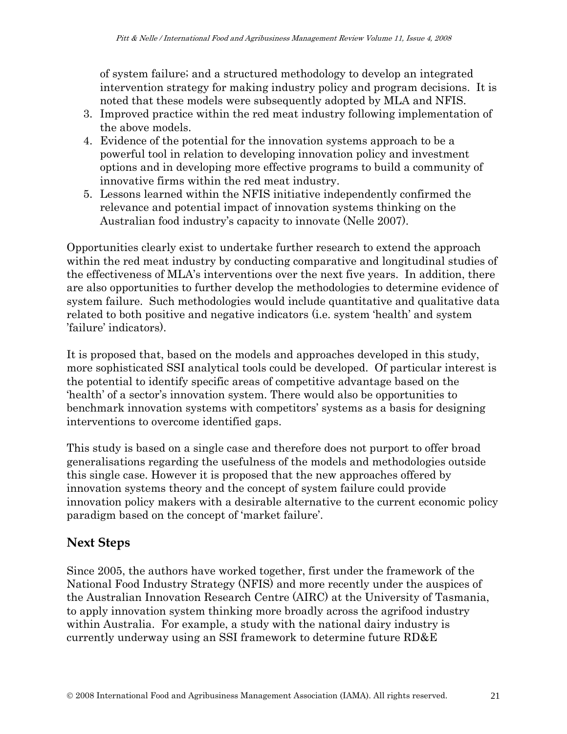of system failure; and a structured methodology to develop an integrated intervention strategy for making industry policy and program decisions. It is noted that these models were subsequently adopted by MLA and NFIS.

3. Improved practice within the red meat industry following implementation of the above models.
4. Evidence of the potential for the innovation systems approach to be a powerful tool in relation to developing innovation policy and investment options and in developing more effective programs to build a community of innovative firms within the red meat industry.
5. Lessons learned within the NFIS initiative independently confirmed the relevance and potential impact of innovation systems thinking on the Australian food industry's capacity to innovate (Nelle 2007).

Opportunities clearly exist to undertake further research to extend the approach within the red meat industry by conducting comparative and longitudinal studies of the effectiveness of MLA's interventions over the next five years. In addition, there are also opportunities to further develop the methodologies to determine evidence of system failure. Such methodologies would include quantitative and qualitative data related to both positive and negative indicators (i.e. system 'health' and system 'failure' indicators).

It is proposed that, based on the models and approaches developed in this study, more sophisticated SSI analytical tools could be developed. Of particular interest is the potential to identify specific areas of competitive advantage based on the 'health' of a sector's innovation system. There would also be opportunities to benchmark innovation systems with competitors' systems as a basis for designing interventions to overcome identified gaps.

This study is based on a single case and therefore does not purport to offer broad generalisations regarding the usefulness of the models and methodologies outside this single case. However it is proposed that the new approaches offered by innovation systems theory and the concept of system failure could provide innovation policy makers with a desirable alternative to the current economic policy paradigm based on the concept of 'market failure'.

## Next Steps

Since 2005, the authors have worked together, first under the framework of the National Food Industry Strategy (NFIS) and more recently under the auspices of the Australian Innovation Research Centre (AIRC) at the University of Tasmania, to apply innovation system thinking more broadly across the agrifood industry within Australia. For example, a study with the national dairy industry is currently underway using an SSI framework to determine future RD&E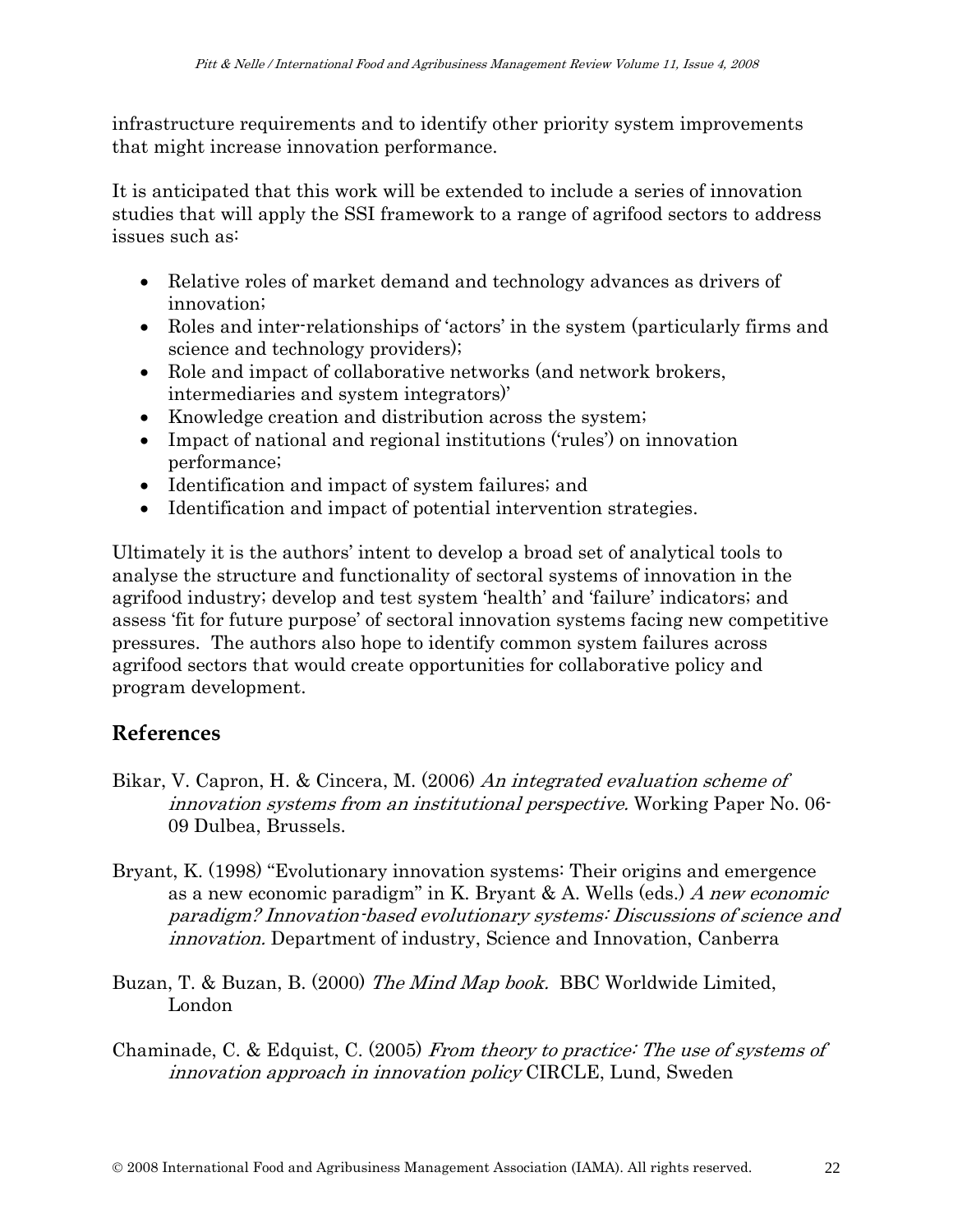infrastructure requirements and to identify other priority system improvements that might increase innovation performance.

It is anticipated that this work will be extended to include a series of innovation studies that will apply the SSI framework to a range of agrifood sectors to address issues such as:

- Relative roles of market demand and technology advances as drivers of innovation;
- Roles and inter-relationships of 'actors' in the system (particularly firms and science and technology providers);
- Role and impact of collaborative networks (and network brokers, intermediaries and system integrators)'
- Knowledge creation and distribution across the system;
- Impact of national and regional institutions ('rules') on innovation performance;
- Identification and impact of system failures; and
- Identification and impact of potential intervention strategies.

Ultimately it is the authors' intent to develop a broad set of analytical tools to analyse the structure and functionality of sectoral systems of innovation in the agrifood industry; develop and test system 'health' and 'failure' indicators; and assess 'fit for future purpose' of sectoral innovation systems facing new competitive pressures. The authors also hope to identify common system failures across agrifood sectors that would create opportunities for collaborative policy and program development.

## References

Bikar, V. Capron, H. & Cincera, M. (2006) *An integrated evaluation scheme of innovation systems from an institutional perspective.* Working Paper No. 06-09 Dulbea, Brussels.

Bryant, K. (1998) "Evolutionary innovation systems: Their origins and emergence as a new economic paradigm" in K. Bryant & A. Wells (eds.) *A new economic paradigm? Innovation-based evolutionary systems: Discussions of science and innovation.* Department of industry, Science and Innovation, Canberra

Buzan, T. & Buzan, B. (2000) *The Mind Map book.* BBC Worldwide Limited, London

Chaminade, C. & Edquist, C. (2005) *From theory to practice: The use of systems of innovation approach in innovation policy* CIRCLE, Lund, Sweden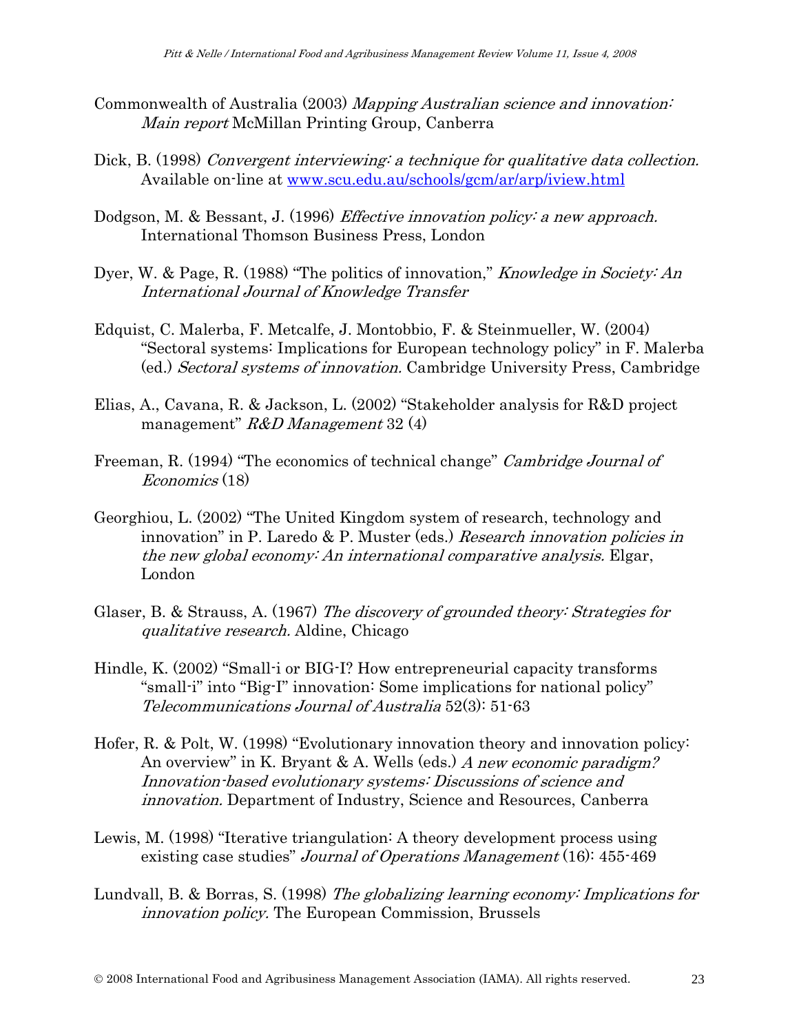Commonwealth of Australia (2003) *Mapping Australian science and innovation: Main report* McMillan Printing Group, Canberra

Dick, B. (1998) *Convergent interviewing: a technique for qualitative data collection.* Available on-line at [www.scu.edu.au/schools/gcm/ar/arp/iview.html](www.scu.edu.au/schools/gcm/ar/arp/iview.html)

Dodgson, M. & Bessant, J. (1996) *Effective innovation policy: a new approach.* International Thomson Business Press, London

Dyer, W. & Page, R. (1988) "The politics of innovation," *Knowledge in Society: An International Journal of Knowledge Transfer*

Edquist, C. Malerba, F. Metcalfe, J. Montobbio, F. & Steinmueller, W. (2004) "Sectoral systems: Implications for European technology policy" in F. Malerba (ed.) *Sectoral systems of innovation.* Cambridge University Press, Cambridge

Elias, A., Cavana, R. & Jackson, L. (2002) "Stakeholder analysis for R&D project management" *R&D Management* 32 (4)

Freeman, R. (1994) "The economics of technical change" *Cambridge Journal of Economics* (18)

Georghiou, L. (2002) "The United Kingdom system of research, technology and innovation" in P. Laredo & P. Muster (eds.) *Research innovation policies in the new global economy: An international comparative analysis.* Elgar, London

Glaser, B. & Strauss, A. (1967) *The discovery of grounded theory: Strategies for qualitative research.* Aldine, Chicago

Hindle, K. (2002) "Small-i or BIG-I? How entrepreneurial capacity transforms "small-i" into "Big-I" innovation: Some implications for national policy" *Telecommunications Journal of Australia* 52(3): 51-63

Hofer, R. & Polt, W. (1998) "Evolutionary innovation theory and innovation policy: An overview" in K. Bryant & A. Wells (eds.) *A new economic paradigm? Innovation-based evolutionary systems: Discussions of science and innovation.* Department of Industry, Science and Resources, Canberra

Lewis, M. (1998) "Iterative triangulation: A theory development process using existing case studies" *Journal of Operations Management* (16): 455-469

Lundvall, B. & Borras, S. (1998) *The globalizing learning economy: Implications for innovation policy.* The European Commission, Brussels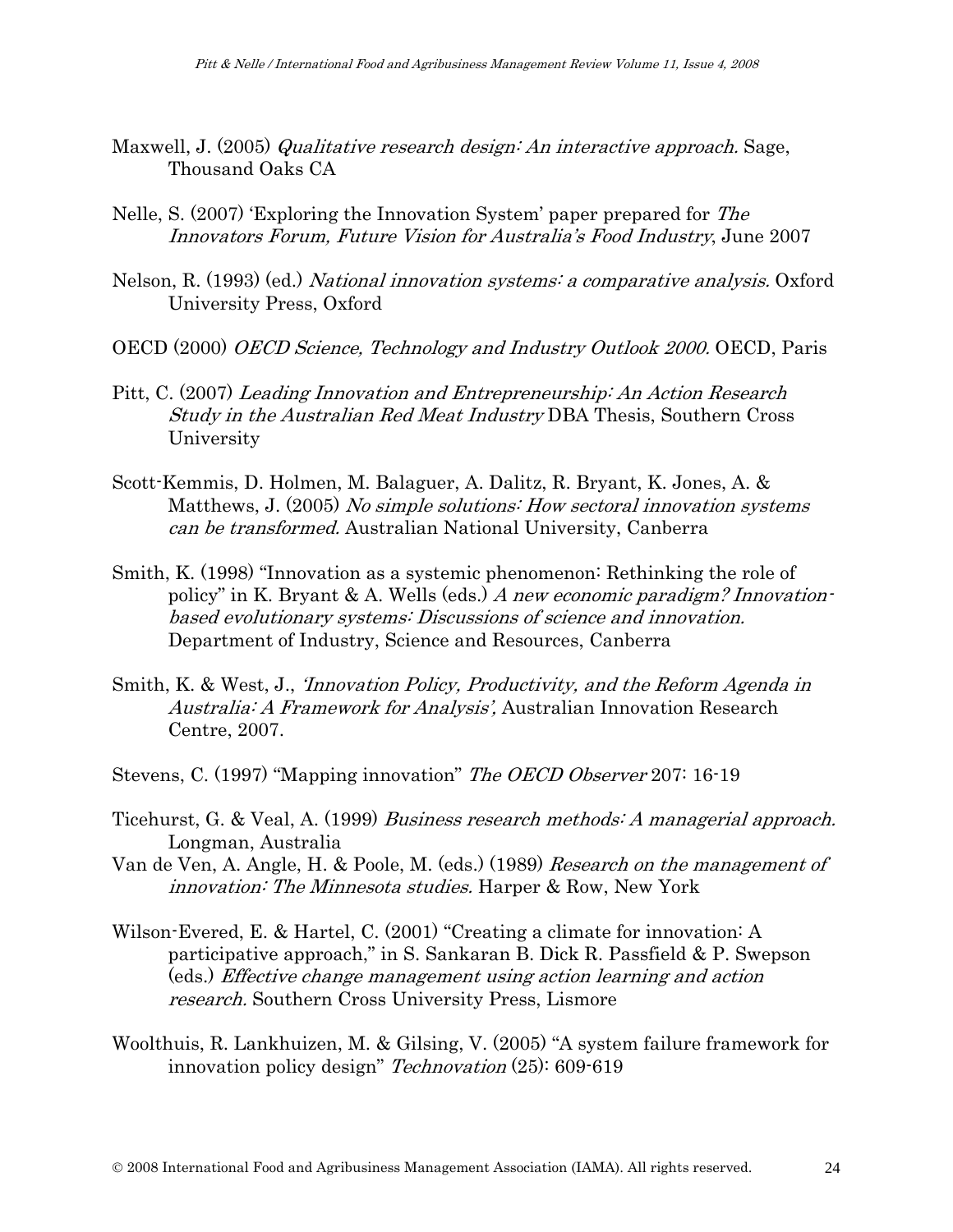Maxwell, J. (2005) *Qualitative research design: An interactive approach.* Sage, Thousand Oaks CA

Nelle, S. (2007) 'Exploring the Innovation System' paper prepared for *The Innovators Forum, Future Vision for Australia's Food Industry*, June 2007

Nelson, R. (1993) (ed.) *National innovation systems: a comparative analysis.* Oxford University Press, Oxford

OECD (2000) *OECD Science, Technology and Industry Outlook 2000.* OECD, Paris

Pitt, C. (2007) *Leading Innovation and Entrepreneurship: An Action Research Study in the Australian Red Meat Industry* DBA Thesis, Southern Cross University

Scott-Kemmis, D. Holmen, M. Balaguer, A. Dalitz, R. Bryant, K. Jones, A. & Matthews, J. (2005) *No simple solutions: How sectoral innovation systems can be transformed.* Australian National University, Canberra

Smith, K. (1998) "Innovation as a systemic phenomenon: Rethinking the role of policy" in K. Bryant & A. Wells (eds.) *A new economic paradigm? Innovation-based evolutionary systems: Discussions of science and innovation.* Department of Industry, Science and Resources, Canberra

Smith, K. & West, J., *'Innovation Policy, Productivity, and the Reform Agenda in Australia: A Framework for Analysis'*, Australian Innovation Research Centre, 2007.

Stevens, C. (1997) "Mapping innovation" *The OECD Observer* 207: 16-19

Ticehurst, G. & Veal, A. (1999) *Business research methods: A managerial approach.* Longman, Australia

Van de Ven, A. Angle, H. & Poole, M. (eds.) (1989) *Research on the management of innovation: The Minnesota studies.* Harper & Row, New York

Wilson-Evered, E. & Hartel, C. (2001) "Creating a climate for innovation: A participative approach," in S. Sankaran B. Dick R. Passfield & P. Swepson (eds.) *Effective change management using action learning and action research.* Southern Cross University Press, Lismore

Woolthuis, R. Lankhuizen, M. & Gilsing, V. (2005) "A system failure framework for innovation policy design" *Technovation* (25): 609-619